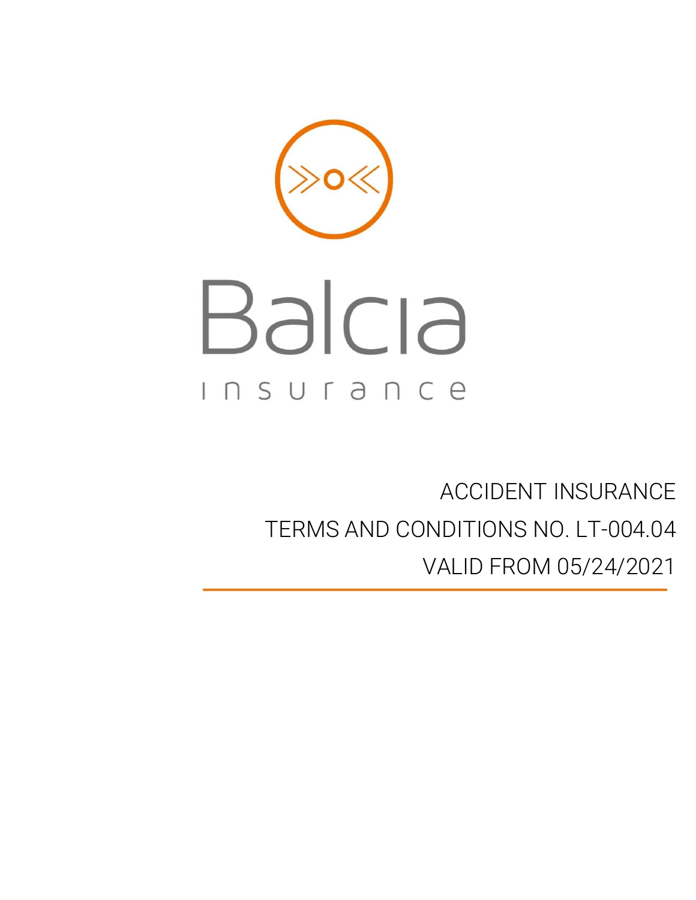Balcia

insurance

# ACCIDENT INSURANCE

# TERMS AND CONDITIONS NO. LT-004.04

# VALID FROM 05/24/2021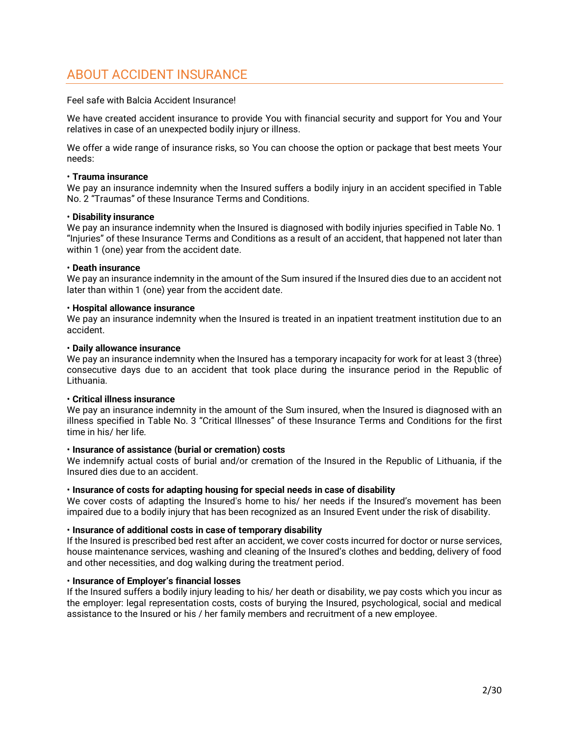# ABOUT ACCIDENT INSURANCE

Feel safe with Balcia Accident Insurance!

We have created accident insurance to provide You with financial security and support for You and Your relatives in case of an unexpected bodily injury or illness.

We offer a wide range of insurance risks, so You can choose the option or package that best meets Your needs:

• **Trauma insurance**
We pay an insurance indemnity when the Insured suffers a bodily injury in an accident specified in Table No. 2 "Traumas" of these Insurance Terms and Conditions.

• **Disability insurance**
We pay an insurance indemnity when the Insured is diagnosed with bodily injuries specified in Table No. 1 "Injuries" of these Insurance Terms and Conditions as a result of an accident, that happened not later than within 1 (one) year from the accident date.

• **Death insurance**
We pay an insurance indemnity in the amount of the Sum insured if the Insured dies due to an accident not later than within 1 (one) year from the accident date.

• **Hospital allowance insurance**
We pay an insurance indemnity when the Insured is treated in an inpatient treatment institution due to an accident.

• **Daily allowance insurance**
We pay an insurance indemnity when the Insured has a temporary incapacity for work for at least 3 (three) consecutive days due to an accident that took place during the insurance period in the Republic of Lithuania.

• **Critical illness insurance**
We pay an insurance indemnity in the amount of the Sum insured, when the Insured is diagnosed with an illness specified in Table No. 3 "Critical Illnesses" of these Insurance Terms and Conditions for the first time in his/ her life.

• **Insurance of assistance (burial or cremation) costs**
We indemnify actual costs of burial and/or cremation of the Insured in the Republic of Lithuania, if the Insured dies due to an accident.

• **Insurance of costs for adapting housing for special needs in case of disability**
We cover costs of adapting the Insured's home to his/ her needs if the Insured's movement has been impaired due to a bodily injury that has been recognized as an Insured Event under the risk of disability.

• **Insurance of additional costs in case of temporary disability**
If the Insured is prescribed bed rest after an accident, we cover costs incurred for doctor or nurse services, house maintenance services, washing and cleaning of the Insured's clothes and bedding, delivery of food and other necessities, and dog walking during the treatment period.

• **Insurance of Employer's financial losses**
If the Insured suffers a bodily injury leading to his/ her death or disability, we pay costs which you incur as the employer: legal representation costs, costs of burying the Insured, psychological, social and medical assistance to the Insured or his / her family members and recruitment of a new employee.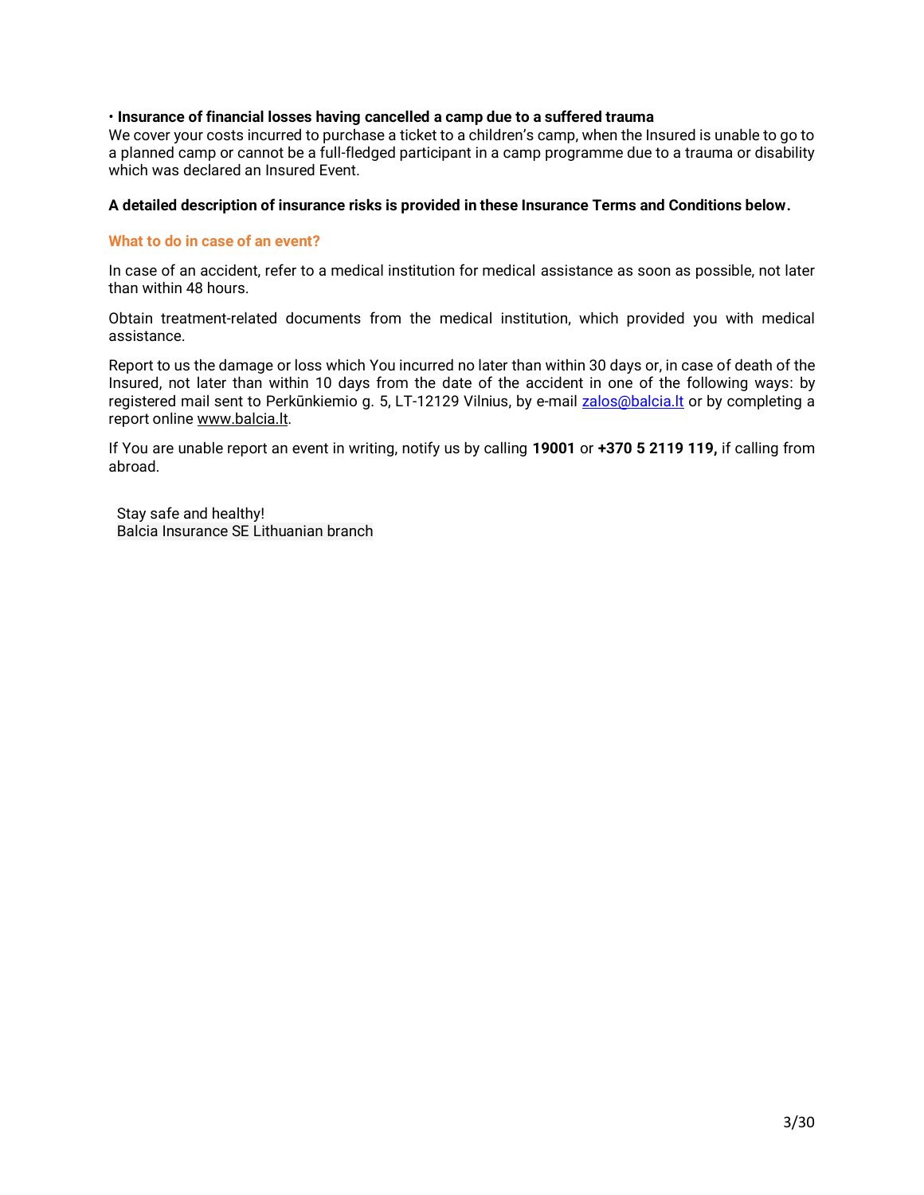- **Insurance of financial losses having cancelled a camp due to a suffered trauma**
We cover your costs incurred to purchase a ticket to a children's camp, when the Insured is unable to go to a planned camp or cannot be a full-fledged participant in a camp programme due to a trauma or disability which was declared an Insured Event.

**A detailed description of insurance risks is provided in these Insurance Terms and Conditions below.**

### What to do in case of an event?

In case of an accident, refer to a medical institution for medical assistance as soon as possible, not later than within 48 hours.

Obtain treatment-related documents from the medical institution, which provided you with medical assistance.

Report to us the damage or loss which You incurred no later than within 30 days or, in case of death of the Insured, not later than within 10 days from the date of the accident in one of the following ways: by registered mail sent to Perkūnkiemio g. 5, LT-12129 Vilnius, by e-mail zalos@balcia.lt or by completing a report online www.balcia.lt.

If You are unable report an event in writing, notify us by calling **19001** or **+370 5 2119 119,** if calling from abroad.

Stay safe and healthy!
Balcia Insurance SE Lithuanian branch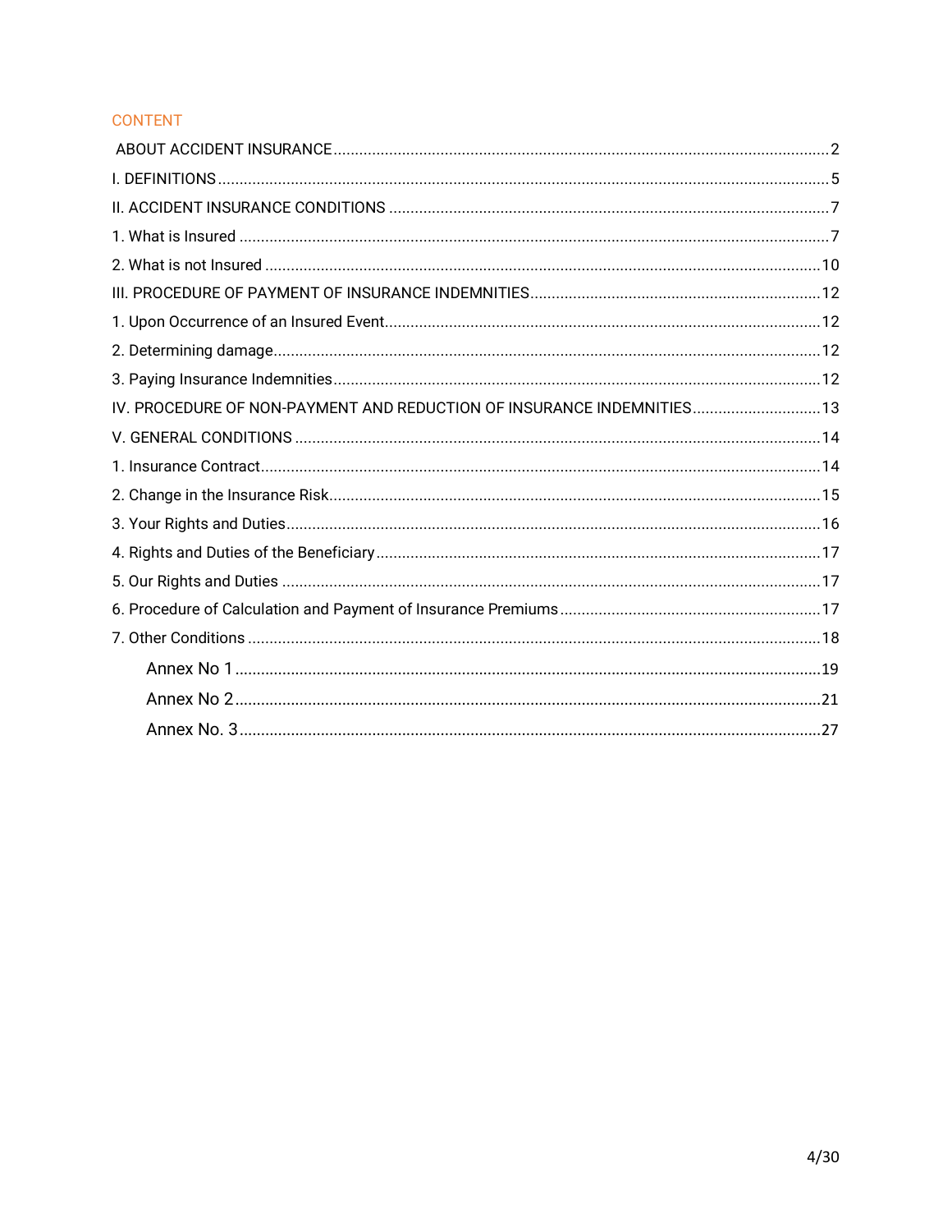## CONTENT

ABOUT ACCIDENT INSURANCE .......... 2
I. DEFINITIONS .......... 5
II. ACCIDENT INSURANCE CONDITIONS .......... 7
1. What is Insured .......... 7
2. What is not Insured .......... 10
III. PROCEDURE OF PAYMENT OF INSURANCE INDEMNITIES .......... 12
1. Upon Occurrence of an Insured Event .......... 12
2. Determining damage .......... 12
3. Paying Insurance Indemnities .......... 12
IV. PROCEDURE OF NON-PAYMENT AND REDUCTION OF INSURANCE INDEMNITIES .......... 13
V. GENERAL CONDITIONS .......... 14
1. Insurance Contract .......... 14
2. Change in the Insurance Risk .......... 15
3. Your Rights and Duties .......... 16
4. Rights and Duties of the Beneficiary .......... 17
5. Our Rights and Duties .......... 17
6. Procedure of Calculation and Payment of Insurance Premiums .......... 17
7. Other Conditions .......... 18
Annex No 1 .......... 19
Annex No 2 .......... 21
Annex No. 3 .......... 27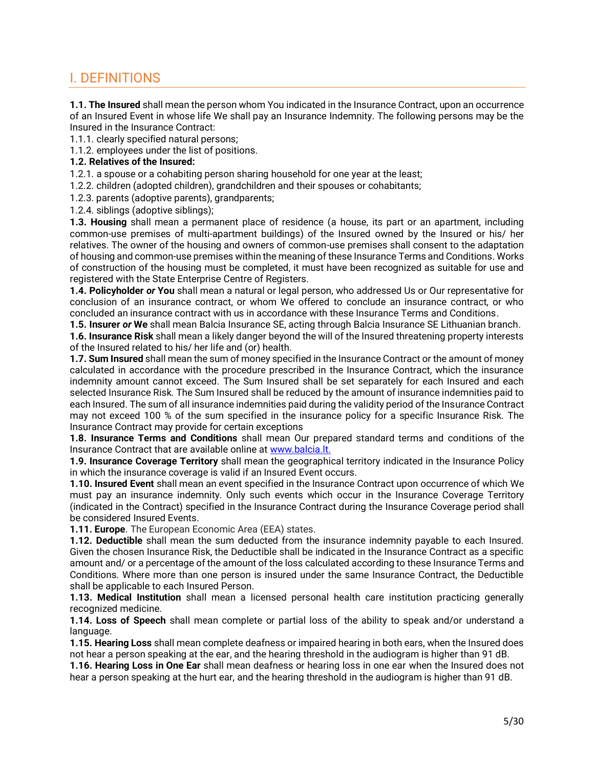# I. DEFINITIONS

**1.1. The Insured** shall mean the person whom You indicated in the Insurance Contract, upon an occurrence of an Insured Event in whose life We shall pay an Insurance Indemnity. The following persons may be the Insured in the Insurance Contract:

1.1.1. clearly specified natural persons;

1.1.2. employees under the list of positions.

**1.2. Relatives of the Insured:**

1.2.1. a spouse or a cohabiting person sharing household for one year at the least;

1.2.2. children (adopted children), grandchildren and their spouses or cohabitants;

1.2.3. parents (adoptive parents), grandparents;

1.2.4. siblings (adoptive siblings);

**1.3. Housing** shall mean a permanent place of residence (a house, its part or an apartment, including common-use premises of multi-apartment buildings) of the Insured owned by the Insured or his/ her relatives. The owner of the housing and owners of common-use premises shall consent to the adaptation of housing and common-use premises within the meaning of these Insurance Terms and Conditions. Works of construction of the housing must be completed, it must have been recognized as suitable for use and registered with the State Enterprise Centre of Registers.

**1.4. Policyholder *or* You** shall mean a natural or legal person, who addressed Us or Our representative for conclusion of an insurance contract, or whom We offered to conclude an insurance contract, or who concluded an insurance contract with us in accordance with these Insurance Terms and Conditions.

**1.5. Insurer *or* We** shall mean Balcia Insurance SE, acting through Balcia Insurance SE Lithuanian branch.

**1.6. Insurance Risk** shall mean a likely danger beyond the will of the Insured threatening property interests of the Insured related to his/ her life and (or) health.

**1.7. Sum Insured** shall mean the sum of money specified in the Insurance Contract or the amount of money calculated in accordance with the procedure prescribed in the Insurance Contract, which the insurance indemnity amount cannot exceed. The Sum Insured shall be set separately for each Insured and each selected Insurance Risk. The Sum Insured shall be reduced by the amount of insurance indemnities paid to each Insured. The sum of all insurance indemnities paid during the validity period of the Insurance Contract may not exceed 100 % of the sum specified in the insurance policy for a specific Insurance Risk. The Insurance Contract may provide for certain exceptions

**1.8. Insurance Terms and Conditions** shall mean Our prepared standard terms and conditions of the Insurance Contract that are available online at [www.balcia.lt.](www.balcia.lt)

**1.9. Insurance Coverage Territory** shall mean the geographical territory indicated in the Insurance Policy in which the insurance coverage is valid if an Insured Event occurs.

**1.10. Insured Event** shall mean an event specified in the Insurance Contract upon occurrence of which We must pay an insurance indemnity. Only such events which occur in the Insurance Coverage Territory (indicated in the Contract) specified in the Insurance Contract during the Insurance Coverage period shall be considered Insured Events.

**1.11. Europe**. The European Economic Area (EEA) states.

**1.12. Deductible** shall mean the sum deducted from the insurance indemnity payable to each Insured. Given the chosen Insurance Risk, the Deductible shall be indicated in the Insurance Contract as a specific amount and/ or a percentage of the amount of the loss calculated according to these Insurance Terms and Conditions. Where more than one person is insured under the same Insurance Contract, the Deductible shall be applicable to each Insured Person.

**1.13. Medical Institution** shall mean a licensed personal health care institution practicing generally recognized medicine.

**1.14. Loss of Speech** shall mean complete or partial loss of the ability to speak and/or understand a language.

**1.15. Hearing Loss** shall mean complete deafness or impaired hearing in both ears, when the Insured does not hear a person speaking at the ear, and the hearing threshold in the audiogram is higher than 91 dB.

**1.16. Hearing Loss in One Ear** shall mean deafness or hearing loss in one ear when the Insured does not hear a person speaking at the hurt ear, and the hearing threshold in the audiogram is higher than 91 dB.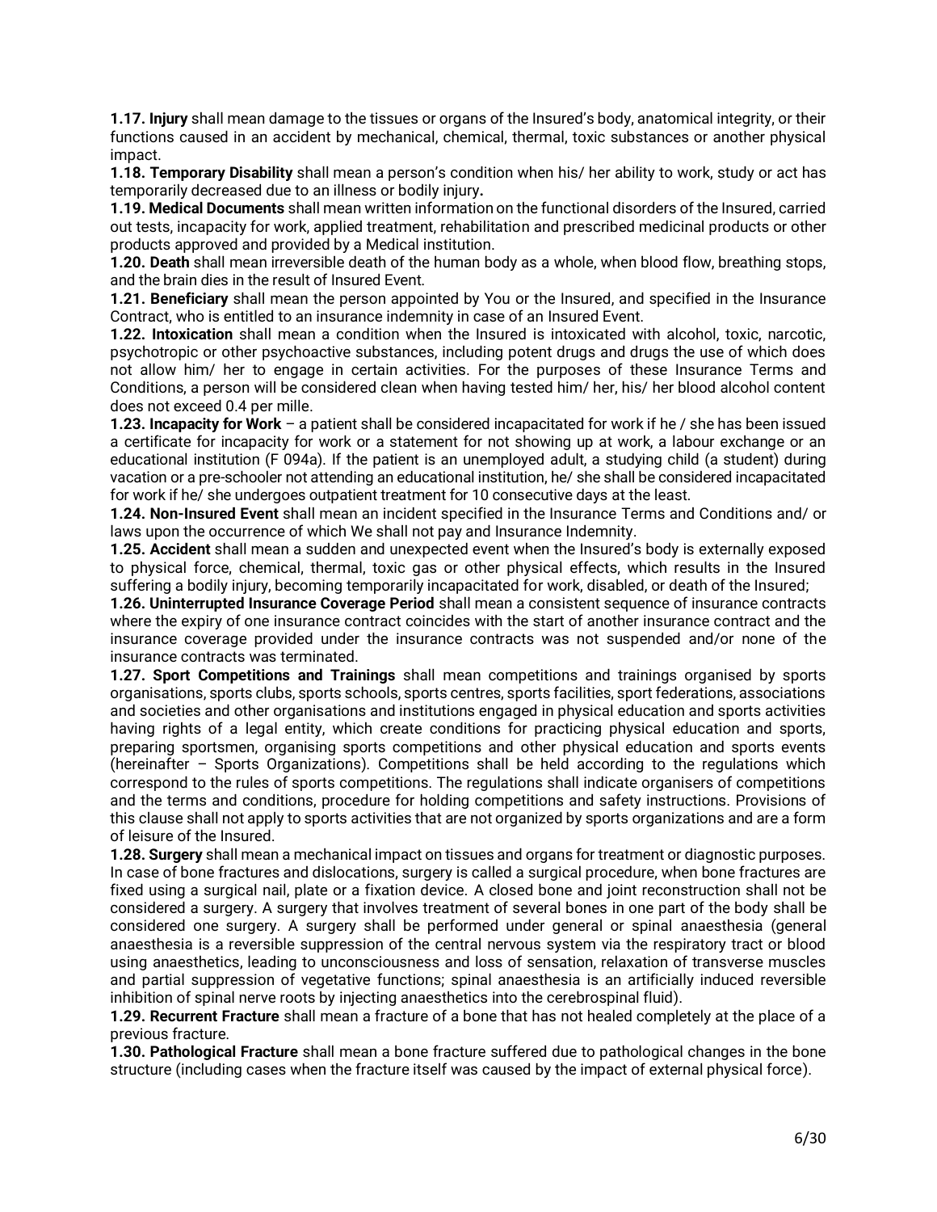**1.17. Injury** shall mean damage to the tissues or organs of the Insured's body, anatomical integrity, or their functions caused in an accident by mechanical, chemical, thermal, toxic substances or another physical impact.

**1.18. Temporary Disability** shall mean a person's condition when his/ her ability to work, study or act has temporarily decreased due to an illness or bodily injury**.**

**1.19. Medical Documents** shall mean written information on the functional disorders of the Insured, carried out tests, incapacity for work, applied treatment, rehabilitation and prescribed medicinal products or other products approved and provided by a Medical institution.

**1.20. Death** shall mean irreversible death of the human body as a whole, when blood flow, breathing stops, and the brain dies in the result of Insured Event.

**1.21. Beneficiary** shall mean the person appointed by You or the Insured, and specified in the Insurance Contract, who is entitled to an insurance indemnity in case of an Insured Event.

**1.22. Intoxication** shall mean a condition when the Insured is intoxicated with alcohol, toxic, narcotic, psychotropic or other psychoactive substances, including potent drugs and drugs the use of which does not allow him/ her to engage in certain activities. For the purposes of these Insurance Terms and Conditions, a person will be considered clean when having tested him/ her, his/ her blood alcohol content does not exceed 0.4 per mille.

**1.23. Incapacity for Work** – a patient shall be considered incapacitated for work if he / she has been issued a certificate for incapacity for work or a statement for not showing up at work, a labour exchange or an educational institution (F 094a). If the patient is an unemployed adult, a studying child (a student) during vacation or a pre-schooler not attending an educational institution, he/ she shall be considered incapacitated for work if he/ she undergoes outpatient treatment for 10 consecutive days at the least.

**1.24. Non-Insured Event** shall mean an incident specified in the Insurance Terms and Conditions and/ or laws upon the occurrence of which We shall not pay and Insurance Indemnity.

**1.25. Accident** shall mean a sudden and unexpected event when the Insured's body is externally exposed to physical force, chemical, thermal, toxic gas or other physical effects, which results in the Insured suffering a bodily injury, becoming temporarily incapacitated for work, disabled, or death of the Insured;

**1.26. Uninterrupted Insurance Coverage Period** shall mean a consistent sequence of insurance contracts where the expiry of one insurance contract coincides with the start of another insurance contract and the insurance coverage provided under the insurance contracts was not suspended and/or none of the insurance contracts was terminated.

**1.27. Sport Competitions and Trainings** shall mean competitions and trainings organised by sports organisations, sports clubs, sports schools, sports centres, sports facilities, sport federations, associations and societies and other organisations and institutions engaged in physical education and sports activities having rights of a legal entity, which create conditions for practicing physical education and sports, preparing sportsmen, organising sports competitions and other physical education and sports events (hereinafter – Sports Organizations). Competitions shall be held according to the regulations which correspond to the rules of sports competitions. The regulations shall indicate organisers of competitions and the terms and conditions, procedure for holding competitions and safety instructions. Provisions of this clause shall not apply to sports activities that are not organized by sports organizations and are a form of leisure of the Insured.

**1.28. Surgery** shall mean a mechanical impact on tissues and organs for treatment or diagnostic purposes. In case of bone fractures and dislocations, surgery is called a surgical procedure, when bone fractures are fixed using a surgical nail, plate or a fixation device. A closed bone and joint reconstruction shall not be considered a surgery. A surgery that involves treatment of several bones in one part of the body shall be considered one surgery. A surgery shall be performed under general or spinal anaesthesia (general anaesthesia is a reversible suppression of the central nervous system via the respiratory tract or blood using anaesthetics, leading to unconsciousness and loss of sensation, relaxation of transverse muscles and partial suppression of vegetative functions; spinal anaesthesia is an artificially induced reversible inhibition of spinal nerve roots by injecting anaesthetics into the cerebrospinal fluid).

**1.29. Recurrent Fracture** shall mean a fracture of a bone that has not healed completely at the place of a previous fracture.

**1.30. Pathological Fracture** shall mean a bone fracture suffered due to pathological changes in the bone structure (including cases when the fracture itself was caused by the impact of external physical force).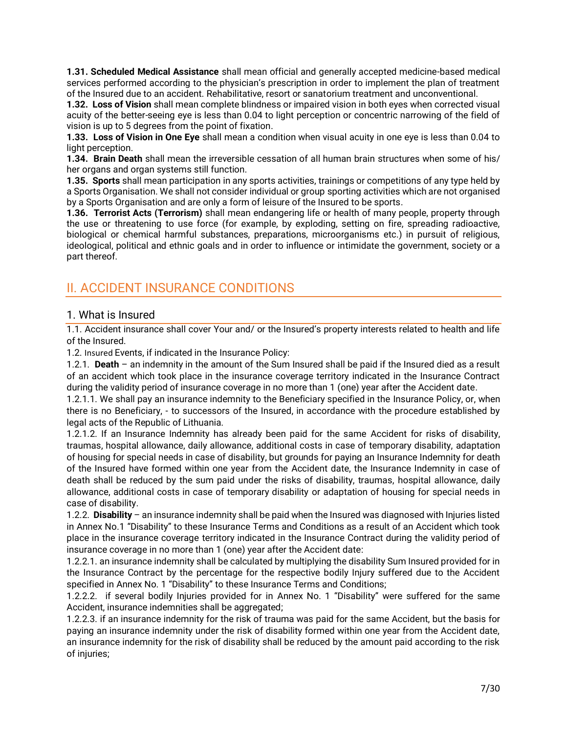**1.31. Scheduled Medical Assistance** shall mean official and generally accepted medicine-based medical services performed according to the physician's prescription in order to implement the plan of treatment of the Insured due to an accident. Rehabilitative, resort or sanatorium treatment and unconventional.

**1.32. Loss of Vision** shall mean complete blindness or impaired vision in both eyes when corrected visual acuity of the better-seeing eye is less than 0.04 to light perception or concentric narrowing of the field of vision is up to 5 degrees from the point of fixation.

**1.33. Loss of Vision in One Eye** shall mean a condition when visual acuity in one eye is less than 0.04 to light perception.

**1.34. Brain Death** shall mean the irreversible cessation of all human brain structures when some of his/ her organs and organ systems still function.

**1.35. Sports** shall mean participation in any sports activities, trainings or competitions of any type held by a Sports Organisation. We shall not consider individual or group sporting activities which are not organised by a Sports Organisation and are only a form of leisure of the Insured to be sports.

**1.36. Terrorist Acts (Terrorism)** shall mean endangering life or health of many people, property through the use or threatening to use force (for example, by exploding, setting on fire, spreading radioactive, biological or chemical harmful substances, preparations, microorganisms etc.) in pursuit of religious, ideological, political and ethnic goals and in order to influence or intimidate the government, society or a part thereof.

## II. ACCIDENT INSURANCE CONDITIONS

### 1. What is Insured

1.1. Accident insurance shall cover Your and/ or the Insured's property interests related to health and life of the Insured.

1.2. Insured Events, if indicated in the Insurance Policy:

1.2.1. **Death** – an indemnity in the amount of the Sum Insured shall be paid if the Insured died as a result of an accident which took place in the insurance coverage territory indicated in the Insurance Contract during the validity period of insurance coverage in no more than 1 (one) year after the Accident date.

1.2.1.1. We shall pay an insurance indemnity to the Beneficiary specified in the Insurance Policy, or, when there is no Beneficiary, - to successors of the Insured, in accordance with the procedure established by legal acts of the Republic of Lithuania.

1.2.1.2. If an Insurance Indemnity has already been paid for the same Accident for risks of disability, traumas, hospital allowance, daily allowance, additional costs in case of temporary disability, adaptation of housing for special needs in case of disability, but grounds for paying an Insurance Indemnity for death of the Insured have formed within one year from the Accident date, the Insurance Indemnity in case of death shall be reduced by the sum paid under the risks of disability, traumas, hospital allowance, daily allowance, additional costs in case of temporary disability or adaptation of housing for special needs in case of disability.

1.2.2. **Disability** – an insurance indemnity shall be paid when the Insured was diagnosed with Injuries listed in Annex No.1 "Disability" to these Insurance Terms and Conditions as a result of an Accident which took place in the insurance coverage territory indicated in the Insurance Contract during the validity period of insurance coverage in no more than 1 (one) year after the Accident date:

1.2.2.1. an insurance indemnity shall be calculated by multiplying the disability Sum Insured provided for in the Insurance Contract by the percentage for the respective bodily Injury suffered due to the Accident specified in Annex No. 1 "Disability" to these Insurance Terms and Conditions;

1.2.2.2. if several bodily Injuries provided for in Annex No. 1 "Disability" were suffered for the same Accident, insurance indemnities shall be aggregated;

1.2.2.3. if an insurance indemnity for the risk of trauma was paid for the same Accident, but the basis for paying an insurance indemnity under the risk of disability formed within one year from the Accident date, an insurance indemnity for the risk of disability shall be reduced by the amount paid according to the risk of injuries;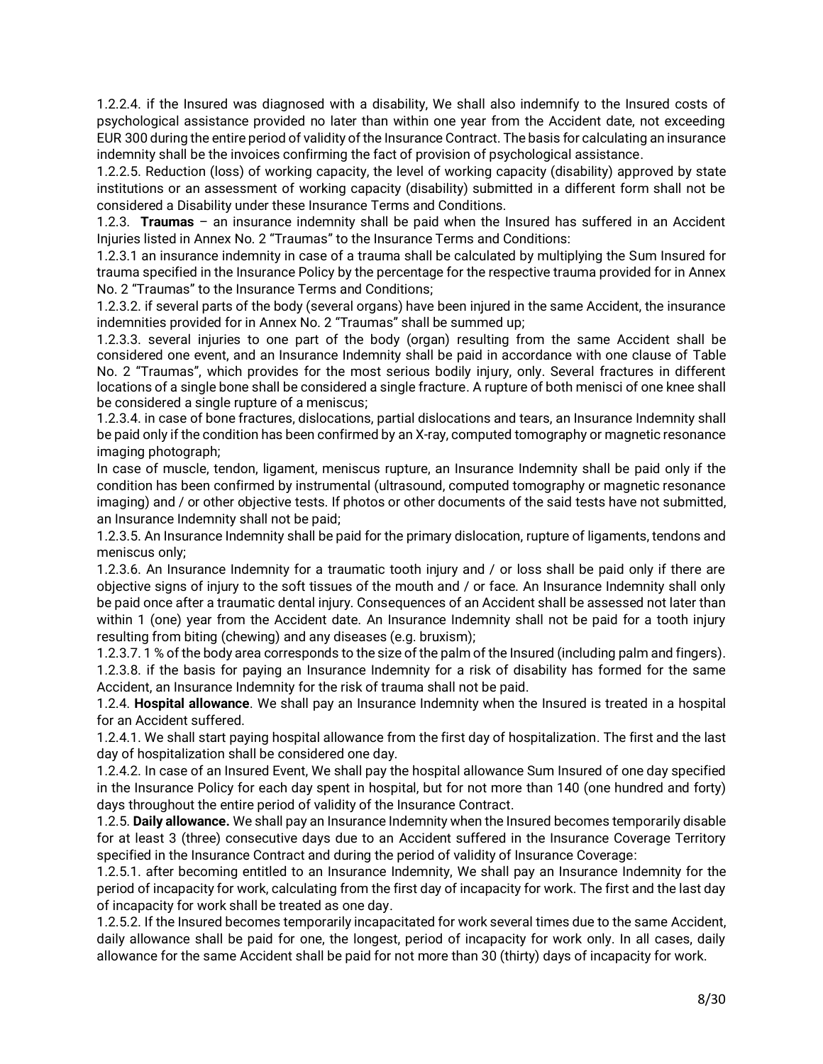1.2.2.4. if the Insured was diagnosed with a disability, We shall also indemnify to the Insured costs of psychological assistance provided no later than within one year from the Accident date, not exceeding EUR 300 during the entire period of validity of the Insurance Contract. The basis for calculating an insurance indemnity shall be the invoices confirming the fact of provision of psychological assistance.

1.2.2.5. Reduction (loss) of working capacity, the level of working capacity (disability) approved by state institutions or an assessment of working capacity (disability) submitted in a different form shall not be considered a Disability under these Insurance Terms and Conditions.

1.2.3. **Traumas** – an insurance indemnity shall be paid when the Insured has suffered in an Accident Injuries listed in Annex No. 2 "Traumas" to the Insurance Terms and Conditions:

1.2.3.1 an insurance indemnity in case of a trauma shall be calculated by multiplying the Sum Insured for trauma specified in the Insurance Policy by the percentage for the respective trauma provided for in Annex No. 2 "Traumas" to the Insurance Terms and Conditions;

1.2.3.2. if several parts of the body (several organs) have been injured in the same Accident, the insurance indemnities provided for in Annex No. 2 "Traumas" shall be summed up;

1.2.3.3. several injuries to one part of the body (organ) resulting from the same Accident shall be considered one event, and an Insurance Indemnity shall be paid in accordance with one clause of Table No. 2 "Traumas", which provides for the most serious bodily injury, only. Several fractures in different locations of a single bone shall be considered a single fracture. A rupture of both menisci of one knee shall be considered a single rupture of a meniscus;

1.2.3.4. in case of bone fractures, dislocations, partial dislocations and tears, an Insurance Indemnity shall be paid only if the condition has been confirmed by an X-ray, computed tomography or magnetic resonance imaging photograph;

In case of muscle, tendon, ligament, meniscus rupture, an Insurance Indemnity shall be paid only if the condition has been confirmed by instrumental (ultrasound, computed tomography or magnetic resonance imaging) and / or other objective tests. If photos or other documents of the said tests have not submitted, an Insurance Indemnity shall not be paid;

1.2.3.5. An Insurance Indemnity shall be paid for the primary dislocation, rupture of ligaments, tendons and meniscus only;

1.2.3.6. An Insurance Indemnity for a traumatic tooth injury and / or loss shall be paid only if there are objective signs of injury to the soft tissues of the mouth and / or face. An Insurance Indemnity shall only be paid once after a traumatic dental injury. Consequences of an Accident shall be assessed not later than within 1 (one) year from the Accident date. An Insurance Indemnity shall not be paid for a tooth injury resulting from biting (chewing) and any diseases (e.g. bruxism);

1.2.3.7. 1 % of the body area corresponds to the size of the palm of the Insured (including palm and fingers).

1.2.3.8. if the basis for paying an Insurance Indemnity for a risk of disability has formed for the same Accident, an Insurance Indemnity for the risk of trauma shall not be paid.

1.2.4. **Hospital allowance**. We shall pay an Insurance Indemnity when the Insured is treated in a hospital for an Accident suffered.

1.2.4.1. We shall start paying hospital allowance from the first day of hospitalization. The first and the last day of hospitalization shall be considered one day.

1.2.4.2. In case of an Insured Event, We shall pay the hospital allowance Sum Insured of one day specified in the Insurance Policy for each day spent in hospital, but for not more than 140 (one hundred and forty) days throughout the entire period of validity of the Insurance Contract.

1.2.5. **Daily allowance.** We shall pay an Insurance Indemnity when the Insured becomes temporarily disable for at least 3 (three) consecutive days due to an Accident suffered in the Insurance Coverage Territory specified in the Insurance Contract and during the period of validity of Insurance Coverage:

1.2.5.1. after becoming entitled to an Insurance Indemnity, We shall pay an Insurance Indemnity for the period of incapacity for work, calculating from the first day of incapacity for work. The first and the last day of incapacity for work shall be treated as one day.

1.2.5.2. If the Insured becomes temporarily incapacitated for work several times due to the same Accident, daily allowance shall be paid for one, the longest, period of incapacity for work only. In all cases, daily allowance for the same Accident shall be paid for not more than 30 (thirty) days of incapacity for work.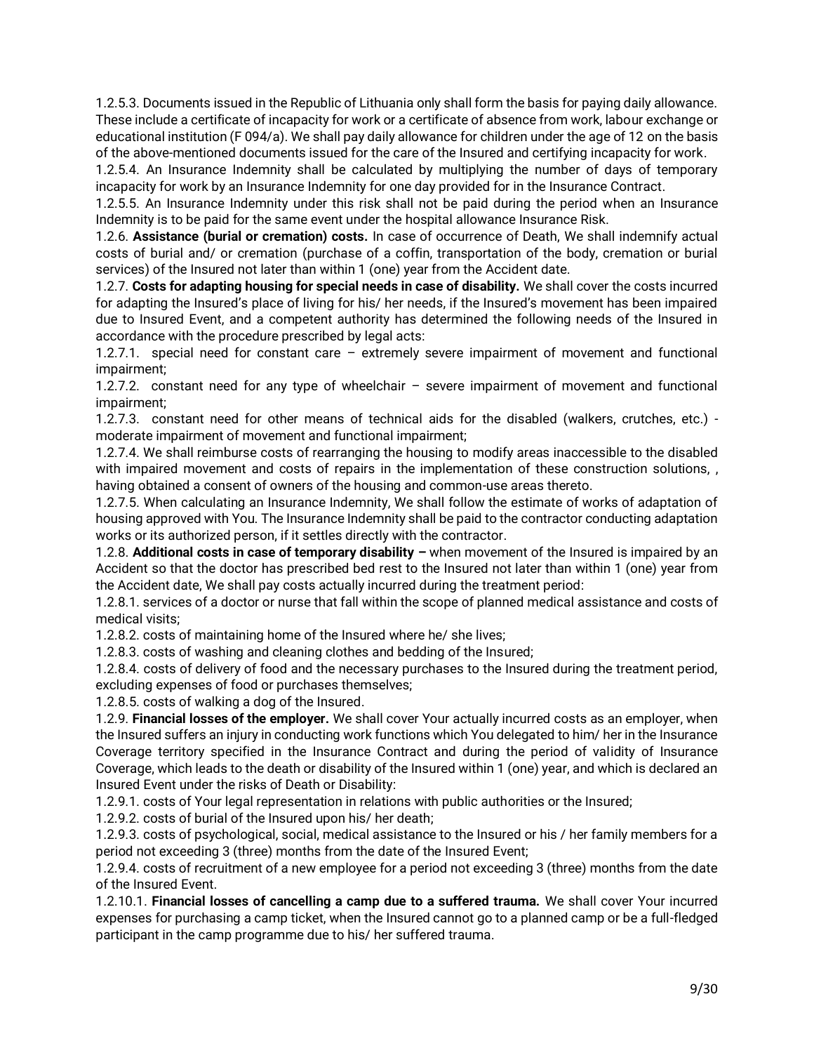1.2.5.3. Documents issued in the Republic of Lithuania only shall form the basis for paying daily allowance. These include a certificate of incapacity for work or a certificate of absence from work, labour exchange or educational institution (F 094/a). We shall pay daily allowance for children under the age of 12 on the basis of the above-mentioned documents issued for the care of the Insured and certifying incapacity for work.

1.2.5.4. An Insurance Indemnity shall be calculated by multiplying the number of days of temporary incapacity for work by an Insurance Indemnity for one day provided for in the Insurance Contract.

1.2.5.5. An Insurance Indemnity under this risk shall not be paid during the period when an Insurance Indemnity is to be paid for the same event under the hospital allowance Insurance Risk.

1.2.6. **Assistance (burial or cremation) costs.** In case of occurrence of Death, We shall indemnify actual costs of burial and/ or cremation (purchase of a coffin, transportation of the body, cremation or burial services) of the Insured not later than within 1 (one) year from the Accident date.

1.2.7. **Costs for adapting housing for special needs in case of disability.** We shall cover the costs incurred for adapting the Insured's place of living for his/ her needs, if the Insured's movement has been impaired due to Insured Event, and a competent authority has determined the following needs of the Insured in accordance with the procedure prescribed by legal acts:

1.2.7.1. special need for constant care – extremely severe impairment of movement and functional impairment;

1.2.7.2. constant need for any type of wheelchair – severe impairment of movement and functional impairment;

1.2.7.3. constant need for other means of technical aids for the disabled (walkers, crutches, etc.) - moderate impairment of movement and functional impairment;

1.2.7.4. We shall reimburse costs of rearranging the housing to modify areas inaccessible to the disabled with impaired movement and costs of repairs in the implementation of these construction solutions, , having obtained a consent of owners of the housing and common-use areas thereto.

1.2.7.5. When calculating an Insurance Indemnity, We shall follow the estimate of works of adaptation of housing approved with You. The Insurance Indemnity shall be paid to the contractor conducting adaptation works or its authorized person, if it settles directly with the contractor.

1.2.8. **Additional costs in case of temporary disability –** when movement of the Insured is impaired by an Accident so that the doctor has prescribed bed rest to the Insured not later than within 1 (one) year from the Accident date, We shall pay costs actually incurred during the treatment period:

1.2.8.1. services of a doctor or nurse that fall within the scope of planned medical assistance and costs of medical visits;

1.2.8.2. costs of maintaining home of the Insured where he/ she lives;

1.2.8.3. costs of washing and cleaning clothes and bedding of the Insured;

1.2.8.4. costs of delivery of food and the necessary purchases to the Insured during the treatment period, excluding expenses of food or purchases themselves;

1.2.8.5. costs of walking a dog of the Insured.

1.2.9. **Financial losses of the employer.** We shall cover Your actually incurred costs as an employer, when the Insured suffers an injury in conducting work functions which You delegated to him/ her in the Insurance Coverage territory specified in the Insurance Contract and during the period of validity of Insurance Coverage, which leads to the death or disability of the Insured within 1 (one) year, and which is declared an Insured Event under the risks of Death or Disability:

1.2.9.1. costs of Your legal representation in relations with public authorities or the Insured;

1.2.9.2. costs of burial of the Insured upon his/ her death;

1.2.9.3. costs of psychological, social, medical assistance to the Insured or his / her family members for a period not exceeding 3 (three) months from the date of the Insured Event;

1.2.9.4. costs of recruitment of a new employee for a period not exceeding 3 (three) months from the date of the Insured Event.

1.2.10.1. **Financial losses of cancelling a camp due to a suffered trauma.** We shall cover Your incurred expenses for purchasing a camp ticket, when the Insured cannot go to a planned camp or be a full-fledged participant in the camp programme due to his/ her suffered trauma.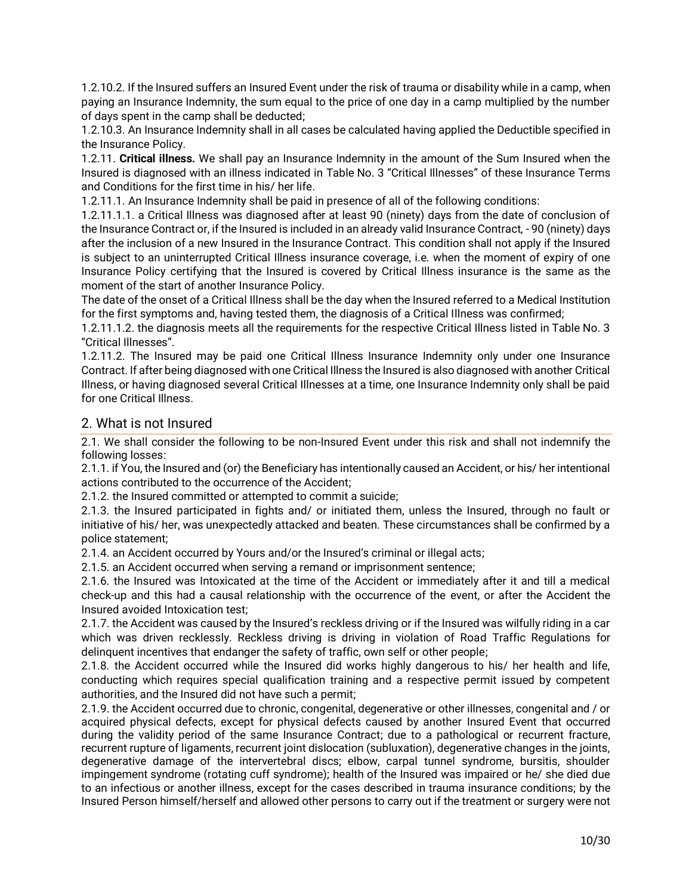1.2.10.2. If the Insured suffers an Insured Event under the risk of trauma or disability while in a camp, when paying an Insurance Indemnity, the sum equal to the price of one day in a camp multiplied by the number of days spent in the camp shall be deducted;

1.2.10.3. An Insurance Indemnity shall in all cases be calculated having applied the Deductible specified in the Insurance Policy.

1.2.11. **Critical illness.** We shall pay an Insurance Indemnity in the amount of the Sum Insured when the Insured is diagnosed with an illness indicated in Table No. 3 "Critical Illnesses" of these Insurance Terms and Conditions for the first time in his/ her life.

1.2.11.1. An Insurance Indemnity shall be paid in presence of all of the following conditions:

1.2.11.1.1. a Critical Illness was diagnosed after at least 90 (ninety) days from the date of conclusion of the Insurance Contract or, if the Insured is included in an already valid Insurance Contract, - 90 (ninety) days after the inclusion of a new Insured in the Insurance Contract. This condition shall not apply if the Insured is subject to an uninterrupted Critical Illness insurance coverage, i.e. when the moment of expiry of one Insurance Policy certifying that the Insured is covered by Critical Illness insurance is the same as the moment of the start of another Insurance Policy.

The date of the onset of a Critical Illness shall be the day when the Insured referred to a Medical Institution for the first symptoms and, having tested them, the diagnosis of a Critical Illness was confirmed;

1.2.11.1.2. the diagnosis meets all the requirements for the respective Critical Illness listed in Table No. 3 "Critical Illnesses".

1.2.11.2. The Insured may be paid one Critical Illness Insurance Indemnity only under one Insurance Contract. If after being diagnosed with one Critical Illness the Insured is also diagnosed with another Critical Illness, or having diagnosed several Critical Illnesses at a time, one Insurance Indemnity only shall be paid for one Critical Illness.

## 2. What is not Insured

2.1. We shall consider the following to be non-Insured Event under this risk and shall not indemnify the following losses:

2.1.1. if You, the Insured and (or) the Beneficiary has intentionally caused an Accident, or his/ her intentional actions contributed to the occurrence of the Accident;

2.1.2. the Insured committed or attempted to commit a suicide;

2.1.3. the Insured participated in fights and/ or initiated them, unless the Insured, through no fault or initiative of his/ her, was unexpectedly attacked and beaten. These circumstances shall be confirmed by a police statement;

2.1.4. an Accident occurred by Yours and/or the Insured's criminal or illegal acts;

2.1.5. an Accident occurred when serving a remand or imprisonment sentence;

2.1.6. the Insured was Intoxicated at the time of the Accident or immediately after it and till a medical check-up and this had a causal relationship with the occurrence of the event, or after the Accident the Insured avoided Intoxication test;

2.1.7. the Accident was caused by the Insured's reckless driving or if the Insured was wilfully riding in a car which was driven recklessly. Reckless driving is driving in violation of Road Traffic Regulations for delinquent incentives that endanger the safety of traffic, own self or other people;

2.1.8. the Accident occurred while the Insured did works highly dangerous to his/ her health and life, conducting which requires special qualification training and a respective permit issued by competent authorities, and the Insured did not have such a permit;

2.1.9. the Accident occurred due to chronic, congenital, degenerative or other illnesses, congenital and / or acquired physical defects, except for physical defects caused by another Insured Event that occurred during the validity period of the same Insurance Contract; due to a pathological or recurrent fracture, recurrent rupture of ligaments, recurrent joint dislocation (subluxation), degenerative changes in the joints, degenerative damage of the intervertebral discs; elbow, carpal tunnel syndrome, bursitis, shoulder impingement syndrome (rotating cuff syndrome); health of the Insured was impaired or he/ she died due to an infectious or another illness, except for the cases described in trauma insurance conditions; by the Insured Person himself/herself and allowed other persons to carry out if the treatment or surgery were not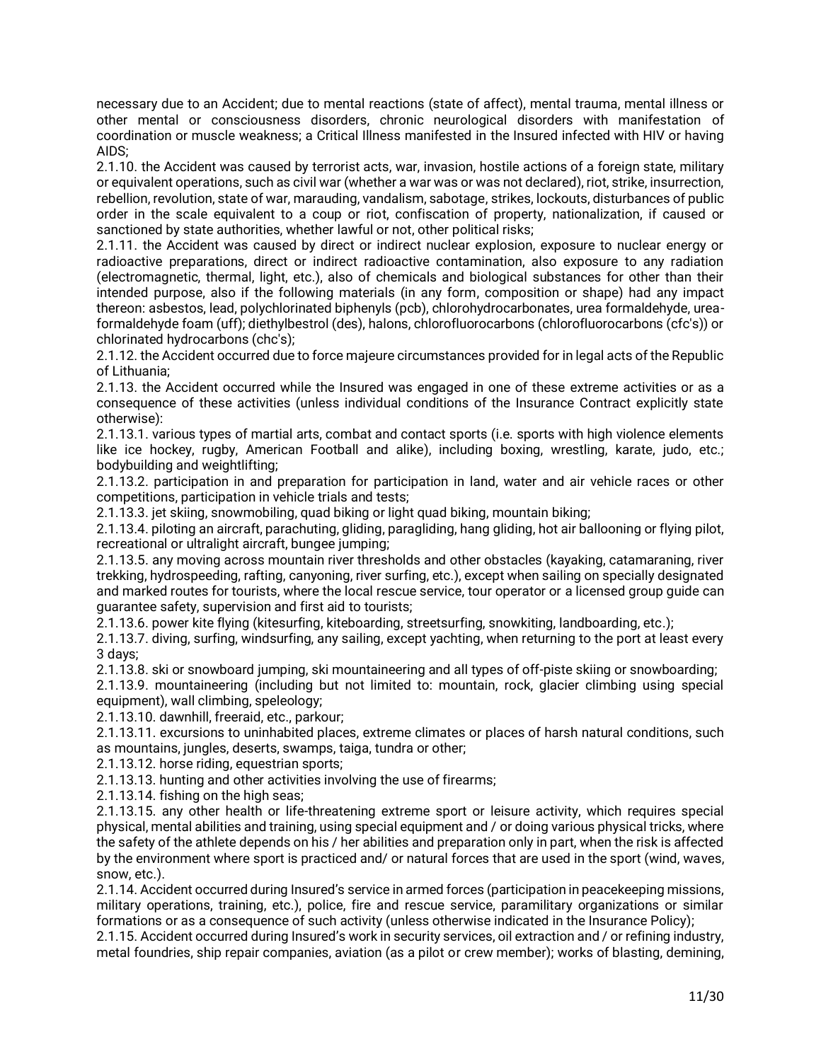necessary due to an Accident; due to mental reactions (state of affect), mental trauma, mental illness or other mental or consciousness disorders, chronic neurological disorders with manifestation of coordination or muscle weakness; a Critical Illness manifested in the Insured infected with HIV or having AIDS;

2.1.10. the Accident was caused by terrorist acts, war, invasion, hostile actions of a foreign state, military or equivalent operations, such as civil war (whether a war was or was not declared), riot, strike, insurrection, rebellion, revolution, state of war, marauding, vandalism, sabotage, strikes, lockouts, disturbances of public order in the scale equivalent to a coup or riot, confiscation of property, nationalization, if caused or sanctioned by state authorities, whether lawful or not, other political risks;

2.1.11. the Accident was caused by direct or indirect nuclear explosion, exposure to nuclear energy or radioactive preparations, direct or indirect radioactive contamination, also exposure to any radiation (electromagnetic, thermal, light, etc.), also of chemicals and biological substances for other than their intended purpose, also if the following materials (in any form, composition or shape) had any impact thereon: asbestos, lead, polychlorinated biphenyls (pcb), chlorohydrocarbonates, urea formaldehyde, urea-formaldehyde foam (uff); diethylbestrol (des), halons, chlorofluorocarbons (chlorofluorocarbons (cfc's)) or chlorinated hydrocarbons (chc's);

2.1.12. the Accident occurred due to force majeure circumstances provided for in legal acts of the Republic of Lithuania;

2.1.13. the Accident occurred while the Insured was engaged in one of these extreme activities or as a consequence of these activities (unless individual conditions of the Insurance Contract explicitly state otherwise):

2.1.13.1. various types of martial arts, combat and contact sports (i.e. sports with high violence elements like ice hockey, rugby, American Football and alike), including boxing, wrestling, karate, judo, etc.; bodybuilding and weightlifting;

2.1.13.2. participation in and preparation for participation in land, water and air vehicle races or other competitions, participation in vehicle trials and tests;

2.1.13.3. jet skiing, snowmobiling, quad biking or light quad biking, mountain biking;

2.1.13.4. piloting an aircraft, parachuting, gliding, paragliding, hang gliding, hot air ballooning or flying pilot, recreational or ultralight aircraft, bungee jumping;

2.1.13.5. any moving across mountain river thresholds and other obstacles (kayaking, catamaraning, river trekking, hydrospeeding, rafting, canyoning, river surfing, etc.), except when sailing on specially designated and marked routes for tourists, where the local rescue service, tour operator or a licensed group guide can guarantee safety, supervision and first aid to tourists;

2.1.13.6. power kite flying (kitesurfing, kiteboarding, streetsurfing, snowkiting, landboarding, etc.);

2.1.13.7. diving, surfing, windsurfing, any sailing, except yachting, when returning to the port at least every 3 days;

2.1.13.8. ski or snowboard jumping, ski mountaineering and all types of off-piste skiing or snowboarding;

2.1.13.9. mountaineering (including but not limited to: mountain, rock, glacier climbing using special equipment), wall climbing, speleology;

2.1.13.10. dawnhill, freeraid, etc., parkour;

2.1.13.11. excursions to uninhabited places, extreme climates or places of harsh natural conditions, such as mountains, jungles, deserts, swamps, taiga, tundra or other;

2.1.13.12. horse riding, equestrian sports;

2.1.13.13. hunting and other activities involving the use of firearms;

2.1.13.14. fishing on the high seas;

2.1.13.15. any other health or life-threatening extreme sport or leisure activity, which requires special physical, mental abilities and training, using special equipment and / or doing various physical tricks, where the safety of the athlete depends on his / her abilities and preparation only in part, when the risk is affected by the environment where sport is practiced and/ or natural forces that are used in the sport (wind, waves, snow, etc.).

2.1.14. Accident occurred during Insured's service in armed forces (participation in peacekeeping missions, military operations, training, etc.), police, fire and rescue service, paramilitary organizations or similar formations or as a consequence of such activity (unless otherwise indicated in the Insurance Policy);

2.1.15. Accident occurred during Insured's work in security services, oil extraction and / or refining industry, metal foundries, ship repair companies, aviation (as a pilot or crew member); works of blasting, demining,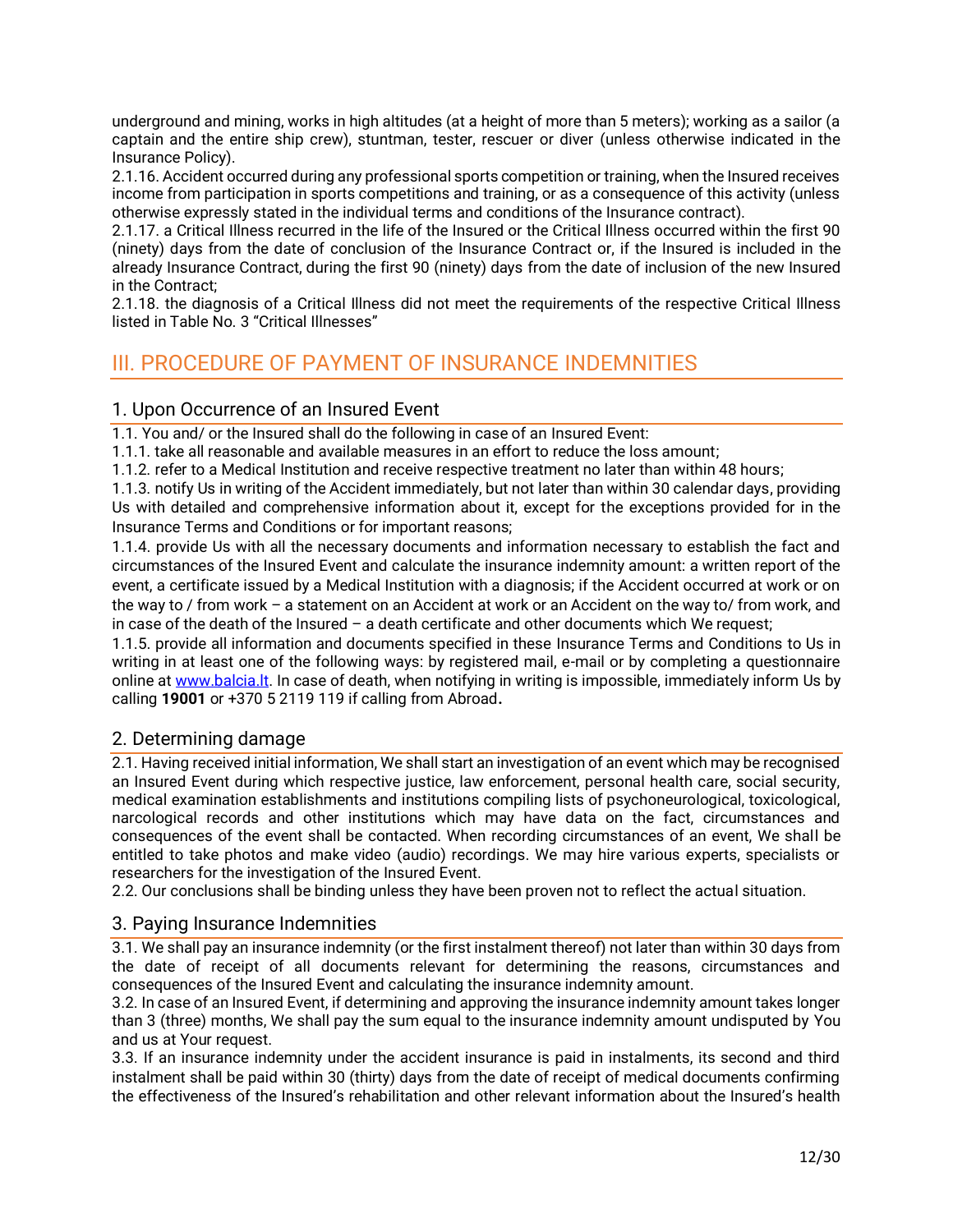underground and mining, works in high altitudes (at a height of more than 5 meters); working as a sailor (a captain and the entire ship crew), stuntman, tester, rescuer or diver (unless otherwise indicated in the Insurance Policy).

2.1.16. Accident occurred during any professional sports competition or training, when the Insured receives income from participation in sports competitions and training, or as a consequence of this activity (unless otherwise expressly stated in the individual terms and conditions of the Insurance contract).

2.1.17. a Critical Illness recurred in the life of the Insured or the Critical Illness occurred within the first 90 (ninety) days from the date of conclusion of the Insurance Contract or, if the Insured is included in the already Insurance Contract, during the first 90 (ninety) days from the date of inclusion of the new Insured in the Contract;

2.1.18. the diagnosis of a Critical Illness did not meet the requirements of the respective Critical Illness listed in Table No. 3 "Critical Illnesses"

# III. PROCEDURE OF PAYMENT OF INSURANCE INDEMNITIES

## 1. Upon Occurrence of an Insured Event

1.1. You and/ or the Insured shall do the following in case of an Insured Event:

1.1.1. take all reasonable and available measures in an effort to reduce the loss amount;

1.1.2. refer to a Medical Institution and receive respective treatment no later than within 48 hours;

1.1.3. notify Us in writing of the Accident immediately, but not later than within 30 calendar days, providing Us with detailed and comprehensive information about it, except for the exceptions provided for in the Insurance Terms and Conditions or for important reasons;

1.1.4. provide Us with all the necessary documents and information necessary to establish the fact and circumstances of the Insured Event and calculate the insurance indemnity amount: a written report of the event, a certificate issued by a Medical Institution with a diagnosis; if the Accident occurred at work or on the way to / from work – a statement on an Accident at work or an Accident on the way to/ from work, and in case of the death of the Insured – a death certificate and other documents which We request;

1.1.5. provide all information and documents specified in these Insurance Terms and Conditions to Us in writing in at least one of the following ways: by registered mail, e-mail or by completing a questionnaire online at www.balcia.lt. In case of death, when notifying in writing is impossible, immediately inform Us by calling **19001** or +370 5 2119 119 if calling from Abroad**.**

## 2. Determining damage

2.1. Having received initial information, We shall start an investigation of an event which may be recognised an Insured Event during which respective justice, law enforcement, personal health care, social security, medical examination establishments and institutions compiling lists of psychoneurological, toxicological, narcological records and other institutions which may have data on the fact, circumstances and consequences of the event shall be contacted. When recording circumstances of an event, We shall be entitled to take photos and make video (audio) recordings. We may hire various experts, specialists or researchers for the investigation of the Insured Event.

2.2. Our conclusions shall be binding unless they have been proven not to reflect the actual situation.

## 3. Paying Insurance Indemnities

3.1. We shall pay an insurance indemnity (or the first instalment thereof) not later than within 30 days from the date of receipt of all documents relevant for determining the reasons, circumstances and consequences of the Insured Event and calculating the insurance indemnity amount.

3.2. In case of an Insured Event, if determining and approving the insurance indemnity amount takes longer than 3 (three) months, We shall pay the sum equal to the insurance indemnity amount undisputed by You and us at Your request.

3.3. If an insurance indemnity under the accident insurance is paid in instalments, its second and third instalment shall be paid within 30 (thirty) days from the date of receipt of medical documents confirming the effectiveness of the Insured's rehabilitation and other relevant information about the Insured's health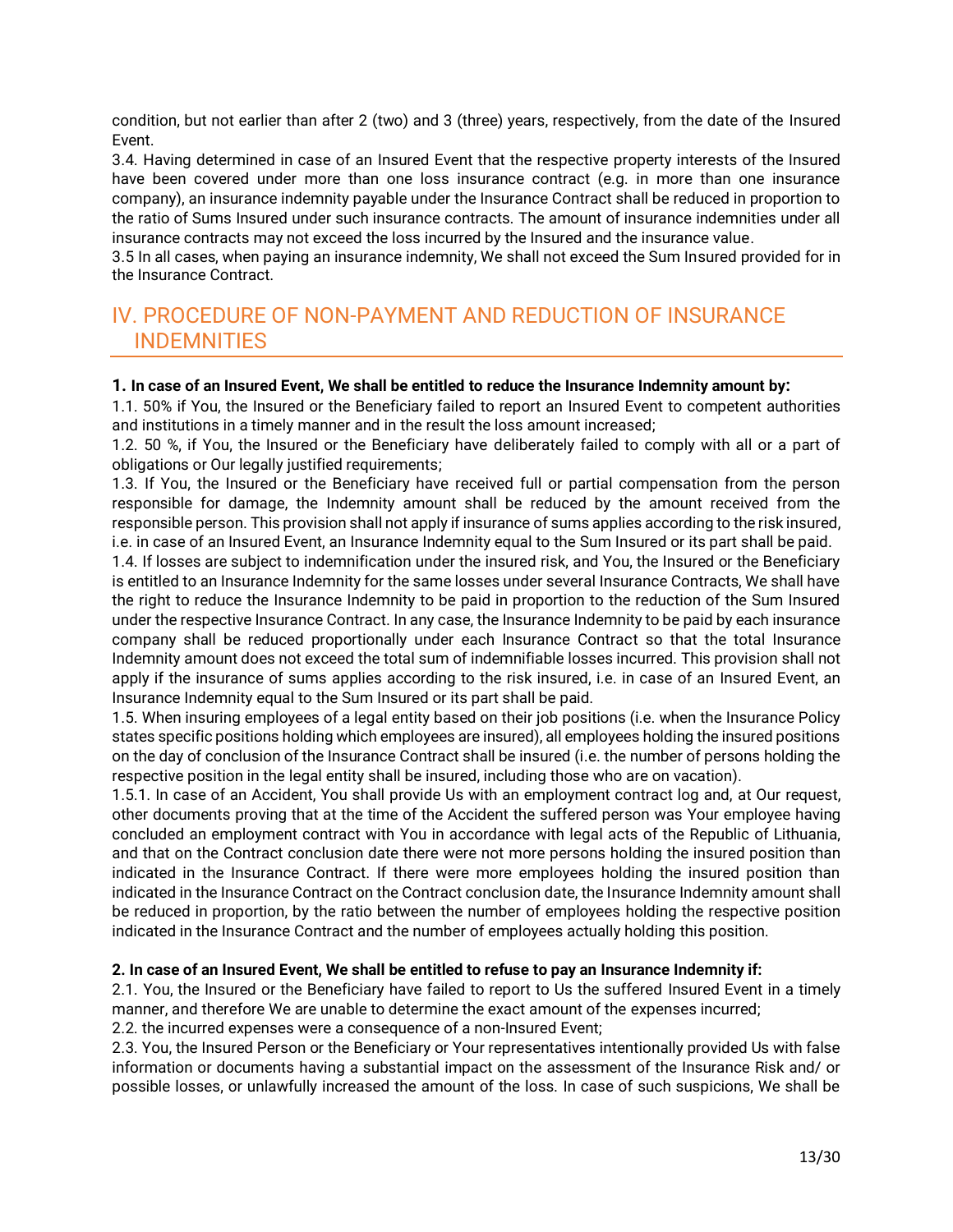condition, but not earlier than after 2 (two) and 3 (three) years, respectively, from the date of the Insured Event.

3.4. Having determined in case of an Insured Event that the respective property interests of the Insured have been covered under more than one loss insurance contract (e.g. in more than one insurance company), an insurance indemnity payable under the Insurance Contract shall be reduced in proportion to the ratio of Sums Insured under such insurance contracts. The amount of insurance indemnities under all insurance contracts may not exceed the loss incurred by the Insured and the insurance value.

3.5 In all cases, when paying an insurance indemnity, We shall not exceed the Sum Insured provided for in the Insurance Contract.

## IV. PROCEDURE OF NON-PAYMENT AND REDUCTION OF INSURANCE INDEMNITIES

**1. In case of an Insured Event, We shall be entitled to reduce the Insurance Indemnity amount by:**

1.1. 50% if You, the Insured or the Beneficiary failed to report an Insured Event to competent authorities and institutions in a timely manner and in the result the loss amount increased;

1.2. 50 %, if You, the Insured or the Beneficiary have deliberately failed to comply with all or a part of obligations or Our legally justified requirements;

1.3. If You, the Insured or the Beneficiary have received full or partial compensation from the person responsible for damage, the Indemnity amount shall be reduced by the amount received from the responsible person. This provision shall not apply if insurance of sums applies according to the risk insured, i.e. in case of an Insured Event, an Insurance Indemnity equal to the Sum Insured or its part shall be paid.

1.4. If losses are subject to indemnification under the insured risk, and You, the Insured or the Beneficiary is entitled to an Insurance Indemnity for the same losses under several Insurance Contracts, We shall have the right to reduce the Insurance Indemnity to be paid in proportion to the reduction of the Sum Insured under the respective Insurance Contract. In any case, the Insurance Indemnity to be paid by each insurance company shall be reduced proportionally under each Insurance Contract so that the total Insurance Indemnity amount does not exceed the total sum of indemnifiable losses incurred. This provision shall not apply if the insurance of sums applies according to the risk insured, i.e. in case of an Insured Event, an Insurance Indemnity equal to the Sum Insured or its part shall be paid.

1.5. When insuring employees of a legal entity based on their job positions (i.e. when the Insurance Policy states specific positions holding which employees are insured), all employees holding the insured positions on the day of conclusion of the Insurance Contract shall be insured (i.e. the number of persons holding the respective position in the legal entity shall be insured, including those who are on vacation).

1.5.1. In case of an Accident, You shall provide Us with an employment contract log and, at Our request, other documents proving that at the time of the Accident the suffered person was Your employee having concluded an employment contract with You in accordance with legal acts of the Republic of Lithuania, and that on the Contract conclusion date there were not more persons holding the insured position than indicated in the Insurance Contract. If there were more employees holding the insured position than indicated in the Insurance Contract on the Contract conclusion date, the Insurance Indemnity amount shall be reduced in proportion, by the ratio between the number of employees holding the respective position indicated in the Insurance Contract and the number of employees actually holding this position.

**2. In case of an Insured Event, We shall be entitled to refuse to pay an Insurance Indemnity if:**

2.1. You, the Insured or the Beneficiary have failed to report to Us the suffered Insured Event in a timely manner, and therefore We are unable to determine the exact amount of the expenses incurred;

2.2. the incurred expenses were a consequence of a non-Insured Event;

2.3. You, the Insured Person or the Beneficiary or Your representatives intentionally provided Us with false information or documents having a substantial impact on the assessment of the Insurance Risk and/ or possible losses, or unlawfully increased the amount of the loss. In case of such suspicions, We shall be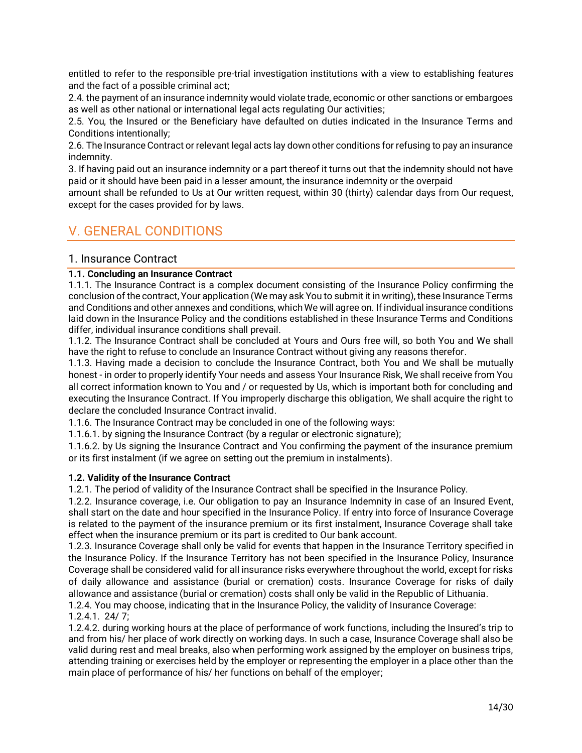entitled to refer to the responsible pre-trial investigation institutions with a view to establishing features and the fact of a possible criminal act;

2.4. the payment of an insurance indemnity would violate trade, economic or other sanctions or embargoes as well as other national or international legal acts regulating Our activities;

2.5. You, the Insured or the Beneficiary have defaulted on duties indicated in the Insurance Terms and Conditions intentionally;

2.6. The Insurance Contract or relevant legal acts lay down other conditions for refusing to pay an insurance indemnity.

3. If having paid out an insurance indemnity or a part thereof it turns out that the indemnity should not have paid or it should have been paid in a lesser amount, the insurance indemnity or the overpaid amount shall be refunded to Us at Our written request, within 30 (thirty) calendar days from Our request, except for the cases provided for by laws.

# V. GENERAL CONDITIONS

## 1. Insurance Contract

**1.1. Concluding an Insurance Contract**

1.1.1. The Insurance Contract is a complex document consisting of the Insurance Policy confirming the conclusion of the contract, Your application (We may ask You to submit it in writing), these Insurance Terms and Conditions and other annexes and conditions, which We will agree on. If individual insurance conditions laid down in the Insurance Policy and the conditions established in these Insurance Terms and Conditions differ, individual insurance conditions shall prevail.

1.1.2. The Insurance Contract shall be concluded at Yours and Ours free will, so both You and We shall have the right to refuse to conclude an Insurance Contract without giving any reasons therefor.

1.1.3. Having made a decision to conclude the Insurance Contract, both You and We shall be mutually honest - in order to properly identify Your needs and assess Your Insurance Risk, We shall receive from You all correct information known to You and / or requested by Us, which is important both for concluding and executing the Insurance Contract. If You improperly discharge this obligation, We shall acquire the right to declare the concluded Insurance Contract invalid.

1.1.6. The Insurance Contract may be concluded in one of the following ways:

1.1.6.1. by signing the Insurance Contract (by a regular or electronic signature);

1.1.6.2. by Us signing the Insurance Contract and You confirming the payment of the insurance premium or its first instalment (if we agree on setting out the premium in instalments).

**1.2. Validity of the Insurance Contract**

1.2.1. The period of validity of the Insurance Contract shall be specified in the Insurance Policy.

1.2.2. Insurance coverage, i.e. Our obligation to pay an Insurance Indemnity in case of an Insured Event, shall start on the date and hour specified in the Insurance Policy. If entry into force of Insurance Coverage is related to the payment of the insurance premium or its first instalment, Insurance Coverage shall take effect when the insurance premium or its part is credited to Our bank account.

1.2.3. Insurance Coverage shall only be valid for events that happen in the Insurance Territory specified in the Insurance Policy. If the Insurance Territory has not been specified in the Insurance Policy, Insurance Coverage shall be considered valid for all insurance risks everywhere throughout the world, except for risks of daily allowance and assistance (burial or cremation) costs. Insurance Coverage for risks of daily allowance and assistance (burial or cremation) costs shall only be valid in the Republic of Lithuania.

1.2.4. You may choose, indicating that in the Insurance Policy, the validity of Insurance Coverage:

1.2.4.1. 24/ 7;

1.2.4.2. during working hours at the place of performance of work functions, including the Insured's trip to and from his/ her place of work directly on working days. In such a case, Insurance Coverage shall also be valid during rest and meal breaks, also when performing work assigned by the employer on business trips, attending training or exercises held by the employer or representing the employer in a place other than the main place of performance of his/ her functions on behalf of the employer;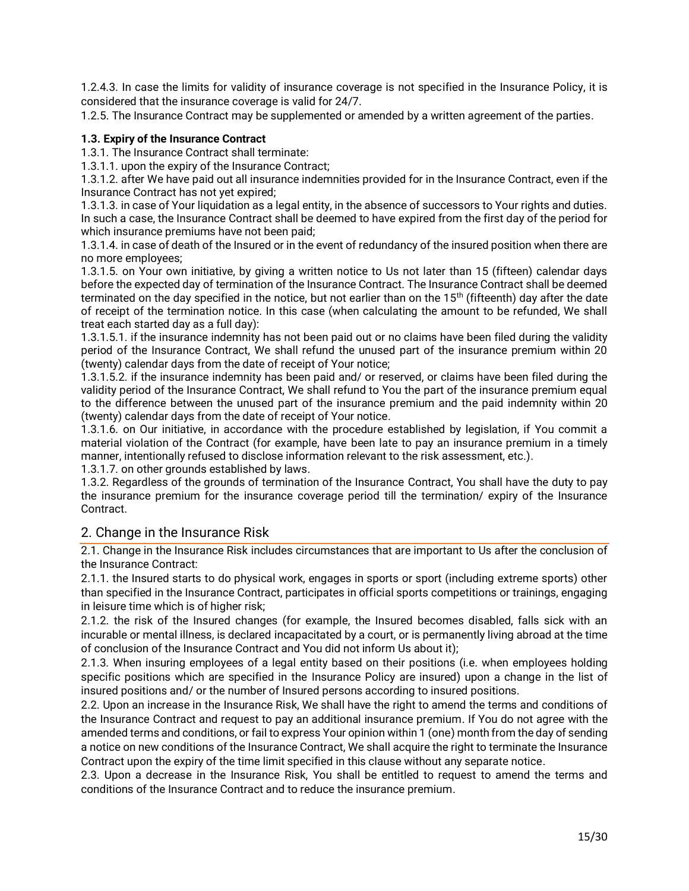1.2.4.3. In case the limits for validity of insurance coverage is not specified in the Insurance Policy, it is considered that the insurance coverage is valid for 24/7.

1.2.5. The Insurance Contract may be supplemented or amended by a written agreement of the parties.

**1.3. Expiry of the Insurance Contract**

1.3.1. The Insurance Contract shall terminate:

1.3.1.1. upon the expiry of the Insurance Contract;

1.3.1.2. after We have paid out all insurance indemnities provided for in the Insurance Contract, even if the Insurance Contract has not yet expired;

1.3.1.3. in case of Your liquidation as a legal entity, in the absence of successors to Your rights and duties. In such a case, the Insurance Contract shall be deemed to have expired from the first day of the period for which insurance premiums have not been paid;

1.3.1.4. in case of death of the Insured or in the event of redundancy of the insured position when there are no more employees;

1.3.1.5. on Your own initiative, by giving a written notice to Us not later than 15 (fifteen) calendar days before the expected day of termination of the Insurance Contract. The Insurance Contract shall be deemed terminated on the day specified in the notice, but not earlier than on the 15th (fifteenth) day after the date of receipt of the termination notice. In this case (when calculating the amount to be refunded, We shall treat each started day as a full day):

1.3.1.5.1. if the insurance indemnity has not been paid out or no claims have been filed during the validity period of the Insurance Contract, We shall refund the unused part of the insurance premium within 20 (twenty) calendar days from the date of receipt of Your notice;

1.3.1.5.2. if the insurance indemnity has been paid and/ or reserved, or claims have been filed during the validity period of the Insurance Contract, We shall refund to You the part of the insurance premium equal to the difference between the unused part of the insurance premium and the paid indemnity within 20 (twenty) calendar days from the date of receipt of Your notice.

1.3.1.6. on Our initiative, in accordance with the procedure established by legislation, if You commit a material violation of the Contract (for example, have been late to pay an insurance premium in a timely manner, intentionally refused to disclose information relevant to the risk assessment, etc.).

1.3.1.7. on other grounds established by laws.

1.3.2. Regardless of the grounds of termination of the Insurance Contract, You shall have the duty to pay the insurance premium for the insurance coverage period till the termination/ expiry of the Insurance Contract.

## 2. Change in the Insurance Risk

2.1. Change in the Insurance Risk includes circumstances that are important to Us after the conclusion of the Insurance Contract:

2.1.1. the Insured starts to do physical work, engages in sports or sport (including extreme sports) other than specified in the Insurance Contract, participates in official sports competitions or trainings, engaging in leisure time which is of higher risk;

2.1.2. the risk of the Insured changes (for example, the Insured becomes disabled, falls sick with an incurable or mental illness, is declared incapacitated by a court, or is permanently living abroad at the time of conclusion of the Insurance Contract and You did not inform Us about it);

2.1.3. When insuring employees of a legal entity based on their positions (i.e. when employees holding specific positions which are specified in the Insurance Policy are insured) upon a change in the list of insured positions and/ or the number of Insured persons according to insured positions.

2.2. Upon an increase in the Insurance Risk, We shall have the right to amend the terms and conditions of the Insurance Contract and request to pay an additional insurance premium. If You do not agree with the amended terms and conditions, or fail to express Your opinion within 1 (one) month from the day of sending a notice on new conditions of the Insurance Contract, We shall acquire the right to terminate the Insurance Contract upon the expiry of the time limit specified in this clause without any separate notice.

2.3. Upon a decrease in the Insurance Risk, You shall be entitled to request to amend the terms and conditions of the Insurance Contract and to reduce the insurance premium.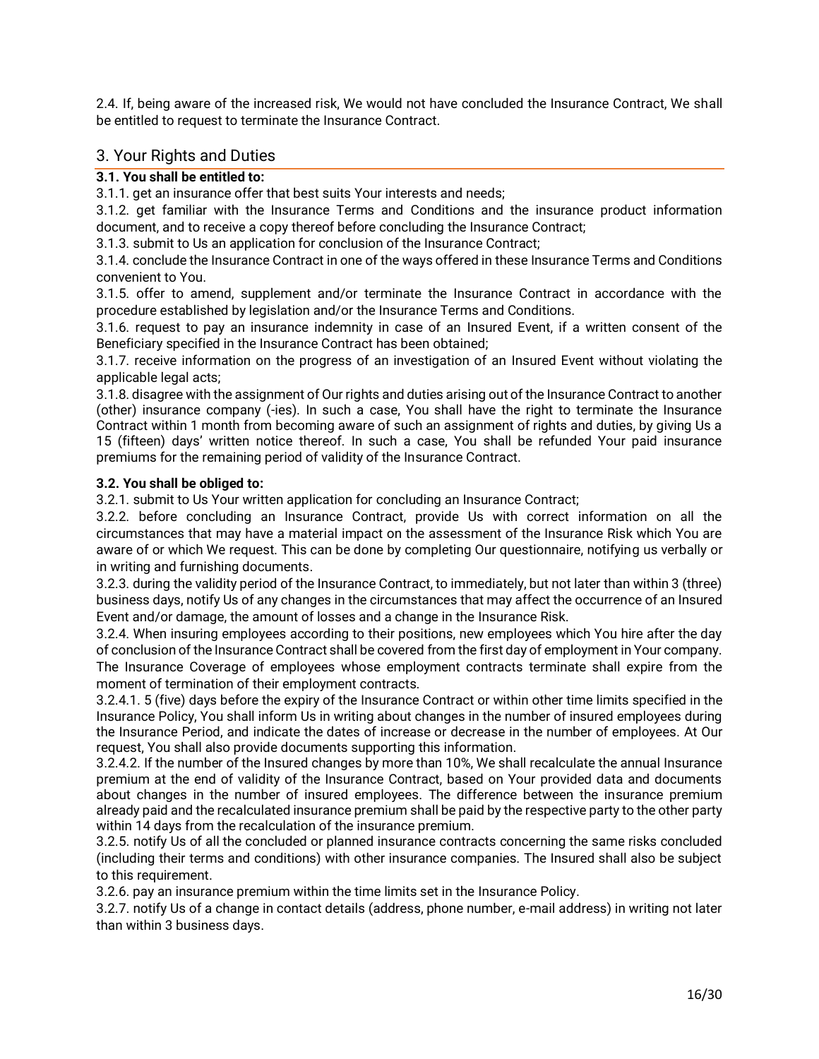2.4. If, being aware of the increased risk, We would not have concluded the Insurance Contract, We shall be entitled to request to terminate the Insurance Contract.

## 3. Your Rights and Duties

**3.1. You shall be entitled to:**

3.1.1. get an insurance offer that best suits Your interests and needs;

3.1.2. get familiar with the Insurance Terms and Conditions and the insurance product information document, and to receive a copy thereof before concluding the Insurance Contract;

3.1.3. submit to Us an application for conclusion of the Insurance Contract;

3.1.4. conclude the Insurance Contract in one of the ways offered in these Insurance Terms and Conditions convenient to You.

3.1.5. offer to amend, supplement and/or terminate the Insurance Contract in accordance with the procedure established by legislation and/or the Insurance Terms and Conditions.

3.1.6. request to pay an insurance indemnity in case of an Insured Event, if a written consent of the Beneficiary specified in the Insurance Contract has been obtained;

3.1.7. receive information on the progress of an investigation of an Insured Event without violating the applicable legal acts;

3.1.8. disagree with the assignment of Our rights and duties arising out of the Insurance Contract to another (other) insurance company (-ies). In such a case, You shall have the right to terminate the Insurance Contract within 1 month from becoming aware of such an assignment of rights and duties, by giving Us a 15 (fifteen) days' written notice thereof. In such a case, You shall be refunded Your paid insurance premiums for the remaining period of validity of the Insurance Contract.

**3.2. You shall be obliged to:**

3.2.1. submit to Us Your written application for concluding an Insurance Contract;

3.2.2. before concluding an Insurance Contract, provide Us with correct information on all the circumstances that may have a material impact on the assessment of the Insurance Risk which You are aware of or which We request. This can be done by completing Our questionnaire, notifying us verbally or in writing and furnishing documents.

3.2.3. during the validity period of the Insurance Contract, to immediately, but not later than within 3 (three) business days, notify Us of any changes in the circumstances that may affect the occurrence of an Insured Event and/or damage, the amount of losses and a change in the Insurance Risk.

3.2.4. When insuring employees according to their positions, new employees which You hire after the day of conclusion of the Insurance Contract shall be covered from the first day of employment in Your company. The Insurance Coverage of employees whose employment contracts terminate shall expire from the moment of termination of their employment contracts.

3.2.4.1. 5 (five) days before the expiry of the Insurance Contract or within other time limits specified in the Insurance Policy, You shall inform Us in writing about changes in the number of insured employees during the Insurance Period, and indicate the dates of increase or decrease in the number of employees. At Our request, You shall also provide documents supporting this information.

3.2.4.2. If the number of the Insured changes by more than 10%, We shall recalculate the annual Insurance premium at the end of validity of the Insurance Contract, based on Your provided data and documents about changes in the number of insured employees. The difference between the insurance premium already paid and the recalculated insurance premium shall be paid by the respective party to the other party within 14 days from the recalculation of the insurance premium.

3.2.5. notify Us of all the concluded or planned insurance contracts concerning the same risks concluded (including their terms and conditions) with other insurance companies. The Insured shall also be subject to this requirement.

3.2.6. pay an insurance premium within the time limits set in the Insurance Policy.

3.2.7. notify Us of a change in contact details (address, phone number, e-mail address) in writing not later than within 3 business days.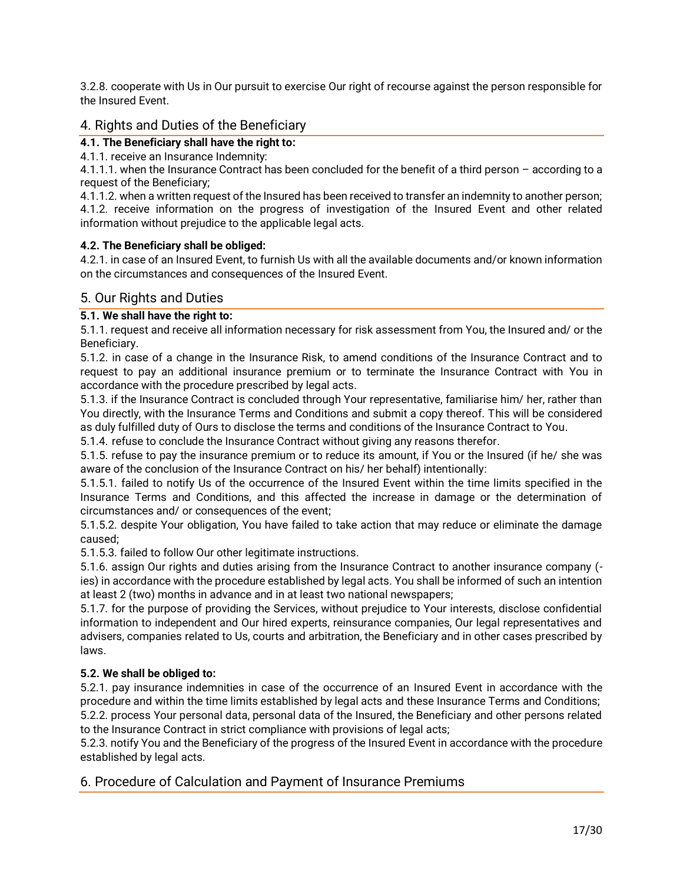3.2.8. cooperate with Us in Our pursuit to exercise Our right of recourse against the person responsible for the Insured Event.

## 4. Rights and Duties of the Beneficiary

**4.1. The Beneficiary shall have the right to:**

4.1.1. receive an Insurance Indemnity:

4.1.1.1. when the Insurance Contract has been concluded for the benefit of a third person – according to a request of the Beneficiary;

4.1.1.2. when a written request of the Insured has been received to transfer an indemnity to another person;

4.1.2. receive information on the progress of investigation of the Insured Event and other related information without prejudice to the applicable legal acts.

**4.2. The Beneficiary shall be obliged:**

4.2.1. in case of an Insured Event, to furnish Us with all the available documents and/or known information on the circumstances and consequences of the Insured Event.

## 5. Our Rights and Duties

**5.1. We shall have the right to:**

5.1.1. request and receive all information necessary for risk assessment from You, the Insured and/ or the Beneficiary.

5.1.2. in case of a change in the Insurance Risk, to amend conditions of the Insurance Contract and to request to pay an additional insurance premium or to terminate the Insurance Contract with You in accordance with the procedure prescribed by legal acts.

5.1.3. if the Insurance Contract is concluded through Your representative, familiarise him/ her, rather than You directly, with the Insurance Terms and Conditions and submit a copy thereof. This will be considered as duly fulfilled duty of Ours to disclose the terms and conditions of the Insurance Contract to You.

5.1.4. refuse to conclude the Insurance Contract without giving any reasons therefor.

5.1.5. refuse to pay the insurance premium or to reduce its amount, if You or the Insured (if he/ she was aware of the conclusion of the Insurance Contract on his/ her behalf) intentionally:

5.1.5.1. failed to notify Us of the occurrence of the Insured Event within the time limits specified in the Insurance Terms and Conditions, and this affected the increase in damage or the determination of circumstances and/ or consequences of the event;

5.1.5.2. despite Your obligation, You have failed to take action that may reduce or eliminate the damage caused;

5.1.5.3. failed to follow Our other legitimate instructions.

5.1.6. assign Our rights and duties arising from the Insurance Contract to another insurance company (-ies) in accordance with the procedure established by legal acts. You shall be informed of such an intention at least 2 (two) months in advance and in at least two national newspapers;

5.1.7. for the purpose of providing the Services, without prejudice to Your interests, disclose confidential information to independent and Our hired experts, reinsurance companies, Our legal representatives and advisers, companies related to Us, courts and arbitration, the Beneficiary and in other cases prescribed by laws.

**5.2. We shall be obliged to:**

5.2.1. pay insurance indemnities in case of the occurrence of an Insured Event in accordance with the procedure and within the time limits established by legal acts and these Insurance Terms and Conditions;

5.2.2. process Your personal data, personal data of the Insured, the Beneficiary and other persons related to the Insurance Contract in strict compliance with provisions of legal acts;

5.2.3. notify You and the Beneficiary of the progress of the Insured Event in accordance with the procedure established by legal acts.

## 6. Procedure of Calculation and Payment of Insurance Premiums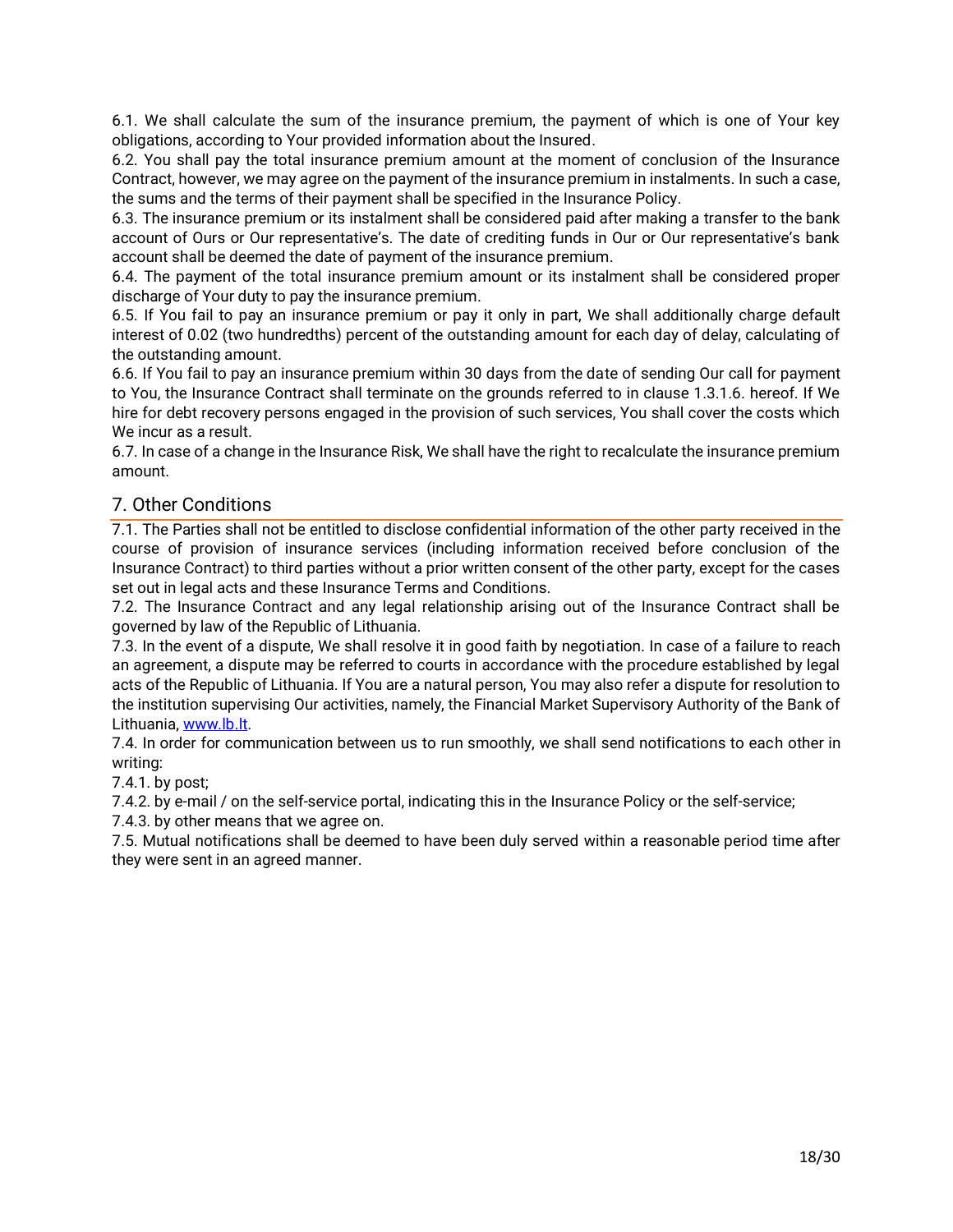6.1. We shall calculate the sum of the insurance premium, the payment of which is one of Your key obligations, according to Your provided information about the Insured.

6.2. You shall pay the total insurance premium amount at the moment of conclusion of the Insurance Contract, however, we may agree on the payment of the insurance premium in instalments. In such a case, the sums and the terms of their payment shall be specified in the Insurance Policy.

6.3. The insurance premium or its instalment shall be considered paid after making a transfer to the bank account of Ours or Our representative's. The date of crediting funds in Our or Our representative's bank account shall be deemed the date of payment of the insurance premium.

6.4. The payment of the total insurance premium amount or its instalment shall be considered proper discharge of Your duty to pay the insurance premium.

6.5. If You fail to pay an insurance premium or pay it only in part, We shall additionally charge default interest of 0.02 (two hundredths) percent of the outstanding amount for each day of delay, calculating of the outstanding amount.

6.6. If You fail to pay an insurance premium within 30 days from the date of sending Our call for payment to You, the Insurance Contract shall terminate on the grounds referred to in clause 1.3.1.6. hereof. If We hire for debt recovery persons engaged in the provision of such services, You shall cover the costs which We incur as a result.

6.7. In case of a change in the Insurance Risk, We shall have the right to recalculate the insurance premium amount.

## 7. Other Conditions

7.1. The Parties shall not be entitled to disclose confidential information of the other party received in the course of provision of insurance services (including information received before conclusion of the Insurance Contract) to third parties without a prior written consent of the other party, except for the cases set out in legal acts and these Insurance Terms and Conditions.

7.2. The Insurance Contract and any legal relationship arising out of the Insurance Contract shall be governed by law of the Republic of Lithuania.

7.3. In the event of a dispute, We shall resolve it in good faith by negotiation. In case of a failure to reach an agreement, a dispute may be referred to courts in accordance with the procedure established by legal acts of the Republic of Lithuania. If You are a natural person, You may also refer a dispute for resolution to the institution supervising Our activities, namely, the Financial Market Supervisory Authority of the Bank of Lithuania, [www.lb.lt](http://www.lb.lt).

7.4. In order for communication between us to run smoothly, we shall send notifications to each other in writing:

7.4.1. by post;

7.4.2. by e-mail / on the self-service portal, indicating this in the Insurance Policy or the self-service;

7.4.3. by other means that we agree on.

7.5. Mutual notifications shall be deemed to have been duly served within a reasonable period time after they were sent in an agreed manner.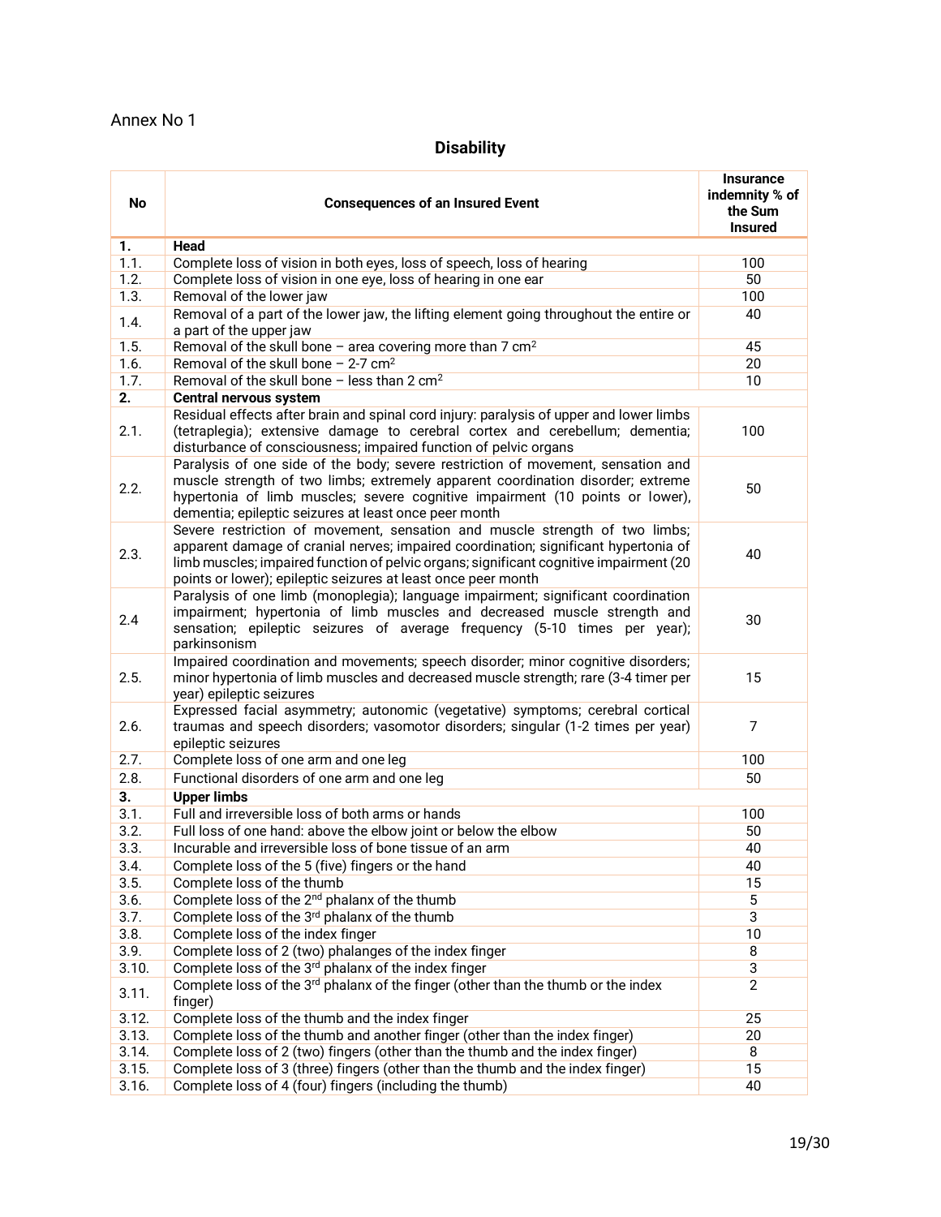Annex No 1

## Disability

| No | Consequences of an Insured Event | Insurance indemnity % of the Sum Insured |
|---|---|---|
| **1.** | **Head** | |
| 1.1. | Complete loss of vision in both eyes, loss of speech, loss of hearing | 100 |
| 1.2. | Complete loss of vision in one eye, loss of hearing in one ear | 50 |
| 1.3. | Removal of the lower jaw | 100 |
| 1.4. | Removal of a part of the lower jaw, the lifting element going throughout the entire or a part of the upper jaw | 40 |
| 1.5. | Removal of the skull bone – area covering more than 7 $cm^2$ | 45 |
| 1.6. | Removal of the skull bone – 2-7 $cm^2$ | 20 |
| 1.7. | Removal of the skull bone – less than 2 $cm^2$ | 10 |
| **2.** | **Central nervous system** | |
| 2.1. | Residual effects after brain and spinal cord injury: paralysis of upper and lower limbs (tetraplegia); extensive damage to cerebral cortex and cerebellum; dementia; disturbance of consciousness; impaired function of pelvic organs | 100 |
| 2.2. | Paralysis of one side of the body; severe restriction of movement, sensation and muscle strength of two limbs; extremely apparent coordination disorder; extreme hypertonia of limb muscles; severe cognitive impairment (10 points or lower), dementia; epileptic seizures at least once peer month | 50 |
| 2.3. | Severe restriction of movement, sensation and muscle strength of two limbs; apparent damage of cranial nerves; impaired coordination; significant hypertonia of limb muscles; impaired function of pelvic organs; significant cognitive impairment (20 points or lower); epileptic seizures at least once peer month | 40 |
| 2.4 | Paralysis of one limb (monoplegia); language impairment; significant coordination impairment; hypertonia of limb muscles and decreased muscle strength and sensation; epileptic seizures of average frequency (5-10 times per year); parkinsonism | 30 |
| 2.5. | Impaired coordination and movements; speech disorder; minor cognitive disorders; minor hypertonia of limb muscles and decreased muscle strength; rare (3-4 timer per year) epileptic seizures | 15 |
| 2.6. | Expressed facial asymmetry; autonomic (vegetative) symptoms; cerebral cortical traumas and speech disorders; vasomotor disorders; singular (1-2 times per year) epileptic seizures | 7 |
| 2.7. | Complete loss of one arm and one leg | 100 |
| 2.8. | Functional disorders of one arm and one leg | 50 |
| **3.** | **Upper limbs** | |
| 3.1. | Full and irreversible loss of both arms or hands | 100 |
| 3.2. | Full loss of one hand: above the elbow joint or below the elbow | 50 |
| 3.3. | Incurable and irreversible loss of bone tissue of an arm | 40 |
| 3.4. | Complete loss of the 5 (five) fingers or the hand | 40 |
| 3.5. | Complete loss of the thumb | 15 |
| 3.6. | Complete loss of the 2nd phalanx of the thumb | 5 |
| 3.7. | Complete loss of the 3rd phalanx of the thumb | 3 |
| 3.8. | Complete loss of the index finger | 10 |
| 3.9. | Complete loss of 2 (two) phalanges of the index finger | 8 |
| 3.10. | Complete loss of the 3rd phalanx of the index finger | 3 |
| 3.11. | Complete loss of the 3rd phalanx of the finger (other than the thumb or the index finger) | 2 |
| 3.12. | Complete loss of the thumb and the index finger | 25 |
| 3.13. | Complete loss of the thumb and another finger (other than the index finger) | 20 |
| 3.14. | Complete loss of 2 (two) fingers (other than the thumb and the index finger) | 8 |
| 3.15. | Complete loss of 3 (three) fingers (other than the thumb and the index finger) | 15 |
| 3.16. | Complete loss of 4 (four) fingers (including the thumb) | 40 |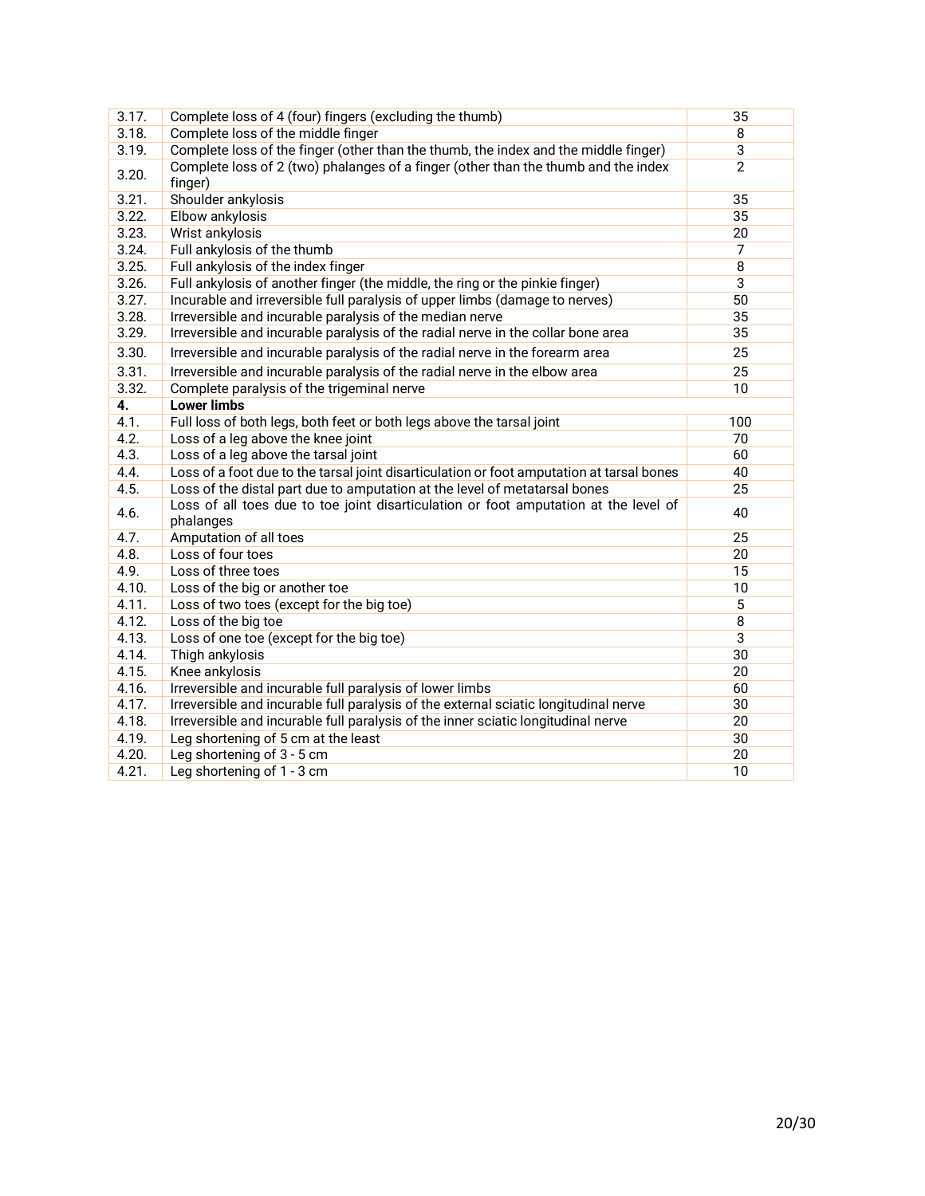| | | |
|---|---|---|
| 3.17. | Complete loss of 4 (four) fingers (excluding the thumb) | 35 |
| 3.18. | Complete loss of the middle finger | 8 |
| 3.19. | Complete loss of the finger (other than the thumb, the index and the middle finger) | 3 |
| 3.20. | Complete loss of 2 (two) phalanges of a finger (other than the thumb and the index finger) | 2 |
| 3.21. | Shoulder ankylosis | 35 |
| 3.22. | Elbow ankylosis | 35 |
| 3.23. | Wrist ankylosis | 20 |
| 3.24. | Full ankylosis of the thumb | 7 |
| 3.25. | Full ankylosis of the index finger | 8 |
| 3.26. | Full ankylosis of another finger (the middle, the ring or the pinkie finger) | 3 |
| 3.27. | Incurable and irreversible full paralysis of upper limbs (damage to nerves) | 50 |
| 3.28. | Irreversible and incurable paralysis of the median nerve | 35 |
| 3.29. | Irreversible and incurable paralysis of the radial nerve in the collar bone area | 35 |
| 3.30. | Irreversible and incurable paralysis of the radial nerve in the forearm area | 25 |
| 3.31. | Irreversible and incurable paralysis of the radial nerve in the elbow area | 25 |
| 3.32. | Complete paralysis of the trigeminal nerve | 10 |
| **4.** | **Lower limbs** | |
| 4.1. | Full loss of both legs, both feet or both legs above the tarsal joint | 100 |
| 4.2. | Loss of a leg above the knee joint | 70 |
| 4.3. | Loss of a leg above the tarsal joint | 60 |
| 4.4. | Loss of a foot due to the tarsal joint disarticulation or foot amputation at tarsal bones | 40 |
| 4.5. | Loss of the distal part due to amputation at the level of metatarsal bones | 25 |
| 4.6. | Loss of all toes due to toe joint disarticulation or foot amputation at the level of phalanges | 40 |
| 4.7. | Amputation of all toes | 25 |
| 4.8. | Loss of four toes | 20 |
| 4.9. | Loss of three toes | 15 |
| 4.10. | Loss of the big or another toe | 10 |
| 4.11. | Loss of two toes (except for the big toe) | 5 |
| 4.12. | Loss of the big toe | 8 |
| 4.13. | Loss of one toe (except for the big toe) | 3 |
| 4.14. | Thigh ankylosis | 30 |
| 4.15. | Knee ankylosis | 20 |
| 4.16. | Irreversible and incurable full paralysis of lower limbs | 60 |
| 4.17. | Irreversible and incurable full paralysis of the external sciatic longitudinal nerve | 30 |
| 4.18. | Irreversible and incurable full paralysis of the inner sciatic longitudinal nerve | 20 |
| 4.19. | Leg shortening of 5 cm at the least | 30 |
| 4.20. | Leg shortening of 3 - 5 cm | 20 |
| 4.21. | Leg shortening of 1 - 3 cm | 10 |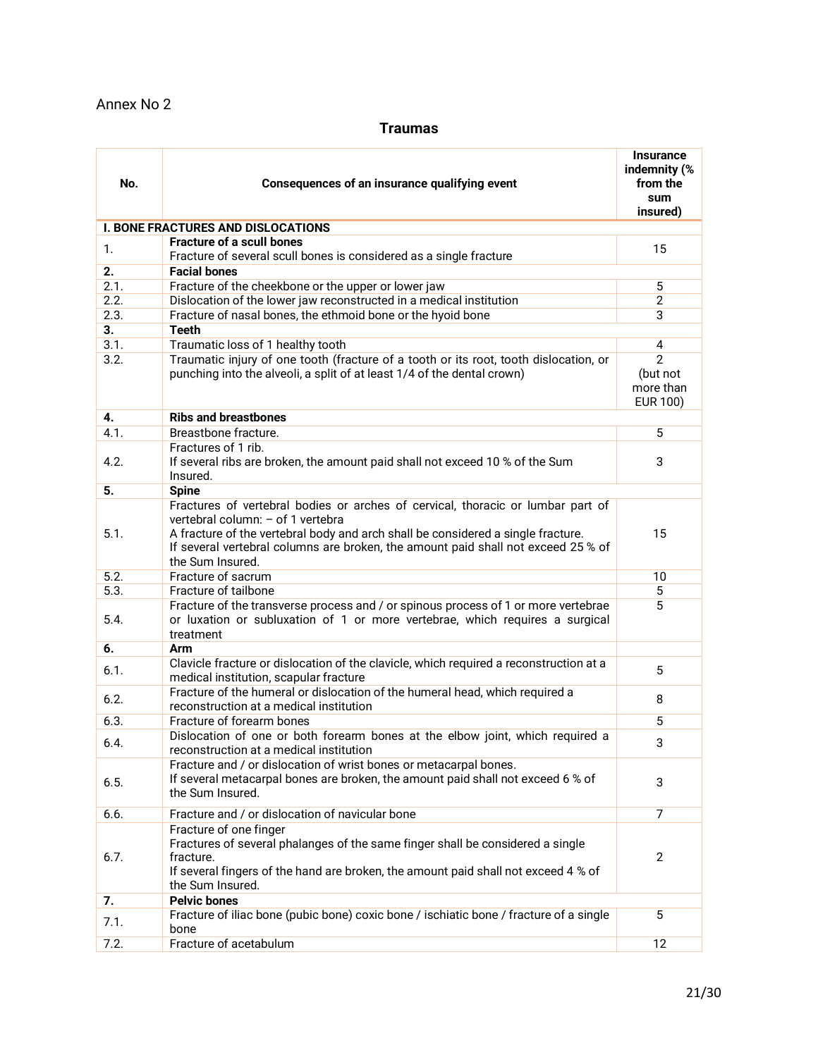Annex No 2

## Traumas

| No. | Consequences of an insurance qualifying event | Insurance indemnity (% from the sum insured) |
|---|---|---|
| **I. BONE FRACTURES AND DISLOCATIONS** | | |
| 1. | **Fracture of a scull bones**<br>Fracture of several scull bones is considered as a single fracture | 15 |
| **2.** | **Facial bones** | |
| 2.1. | Fracture of the cheekbone or the upper or lower jaw | 5 |
| 2.2. | Dislocation of the lower jaw reconstructed in a medical institution | 2 |
| 2.3. | Fracture of nasal bones, the ethmoid bone or the hyoid bone | 3 |
| **3.** | **Teeth** | |
| 3.1. | Traumatic loss of 1 healthy tooth | 4 |
| 3.2. | Traumatic injury of one tooth (fracture of a tooth or its root, tooth dislocation, or punching into the alveoli, a split of at least 1/4 of the dental crown) | 2 (but not more than EUR 100) |
| **4.** | **Ribs and breastbones** | |
| 4.1. | Breastbone fracture. | 5 |
| 4.2. | Fractures of 1 rib.<br>If several ribs are broken, the amount paid shall not exceed 10 % of the Sum Insured. | 3 |
| **5.** | **Spine** | |
| 5.1. | Fractures of vertebral bodies or arches of cervical, thoracic or lumbar part of vertebral column: – of 1 vertebra<br>A fracture of the vertebral body and arch shall be considered a single fracture.<br>If several vertebral columns are broken, the amount paid shall not exceed 25 % of the Sum Insured. | 15 |
| 5.2. | Fracture of sacrum | 10 |
| 5.3. | Fracture of tailbone | 5 |
| 5.4. | Fracture of the transverse process and / or spinous process of 1 or more vertebrae or luxation or subluxation of 1 or more vertebrae, which requires a surgical treatment | 5 |
| **6.** | **Arm** | |
| 6.1. | Clavicle fracture or dislocation of the clavicle, which required a reconstruction at a medical institution, scapular fracture | 5 |
| 6.2. | Fracture of the humeral or dislocation of the humeral head, which required a reconstruction at a medical institution | 8 |
| 6.3. | Fracture of forearm bones | 5 |
| 6.4. | Dislocation of one or both forearm bones at the elbow joint, which required a reconstruction at a medical institution | 3 |
| 6.5. | Fracture and / or dislocation of wrist bones or metacarpal bones.<br>If several metacarpal bones are broken, the amount paid shall not exceed 6 % of the Sum Insured. | 3 |
| 6.6. | Fracture and / or dislocation of navicular bone | 7 |
| 6.7. | Fracture of one finger<br>Fractures of several phalanges of the same finger shall be considered a single fracture.<br>If several fingers of the hand are broken, the amount paid shall not exceed 4 % of the Sum Insured. | 2 |
| **7.** | **Pelvic bones** | |
| 7.1. | Fracture of iliac bone (pubic bone) coxic bone / ischiatic bone / fracture of a single bone | 5 |
| 7.2. | Fracture of acetabulum | 12 |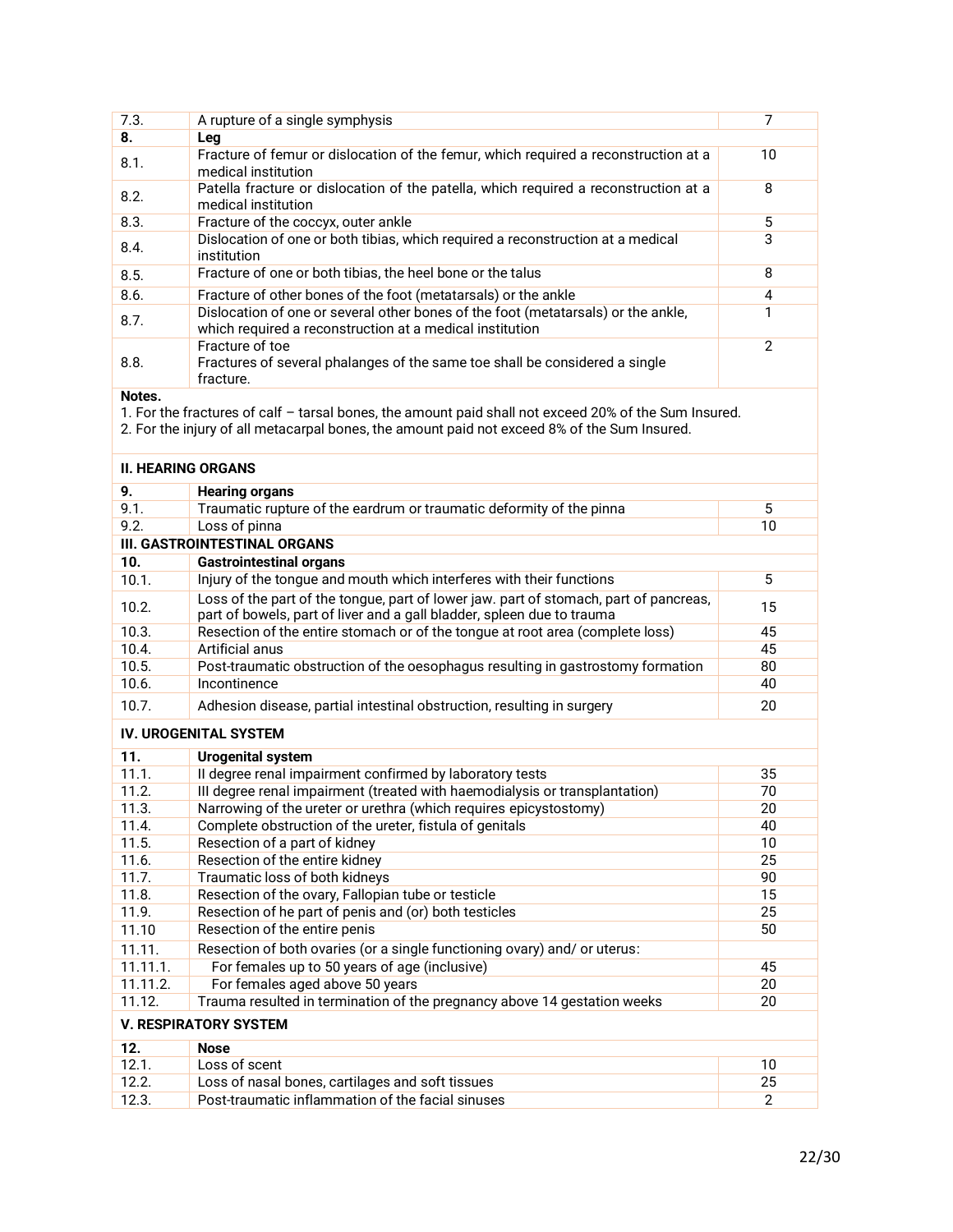| | | |
|---|---|---|
| 7.3. | A rupture of a single symphysis | 7 |
| **8.** | **Leg** | |
| 8.1. | Fracture of femur or dislocation of the femur, which required a reconstruction at a medical institution | 10 |
| 8.2. | Patella fracture or dislocation of the patella, which required a reconstruction at a medical institution | 8 |
| 8.3. | Fracture of the coccyx, outer ankle | 5 |
| 8.4. | Dislocation of one or both tibias, which required a reconstruction at a medical institution | 3 |
| 8.5. | Fracture of one or both tibias, the heel bone or the talus | 8 |
| 8.6. | Fracture of other bones of the foot (metatarsals) or the ankle | 4 |
| 8.7. | Dislocation of one or several other bones of the foot (metatarsals) or the ankle, which required a reconstruction at a medical institution | 1 |
| 8.8. | Fracture of toe<br>Fractures of several phalanges of the same toe shall be considered a single fracture. | 2 |

**Notes.**
1. For the fractures of calf – tarsal bones, the amount paid shall not exceed 20% of the Sum Insured.
2. For the injury of all metacarpal bones, the amount paid not exceed 8% of the Sum Insured.

**II. HEARING ORGANS**

| | | |
|---|---|---|
| **9.** | **Hearing organs** | |
| 9.1. | Traumatic rupture of the eardrum or traumatic deformity of the pinna | 5 |
| 9.2. | Loss of pinna | 10 |

**III. GASTROINTESTINAL ORGANS**

| | | |
|---|---|---|
| **10.** | **Gastrointestinal organs** | |
| 10.1. | Injury of the tongue and mouth which interferes with their functions | 5 |
| 10.2. | Loss of the part of the tongue, part of lower jaw. part of stomach, part of pancreas, part of bowels, part of liver and a gall bladder, spleen due to trauma | 15 |
| 10.3. | Resection of the entire stomach or of the tongue at root area (complete loss) | 45 |
| 10.4. | Artificial anus | 45 |
| 10.5. | Post-traumatic obstruction of the oesophagus resulting in gastrostomy formation | 80 |
| 10.6. | Incontinence | 40 |
| 10.7. | Adhesion disease, partial intestinal obstruction, resulting in surgery | 20 |

**IV. UROGENITAL SYSTEM**

| | | |
|---|---|---|
| **11.** | **Urogenital system** | |
| 11.1. | II degree renal impairment confirmed by laboratory tests | 35 |
| 11.2. | III degree renal impairment (treated with haemodialysis or transplantation) | 70 |
| 11.3. | Narrowing of the ureter or urethra (which requires epicystostomy) | 20 |
| 11.4. | Complete obstruction of the ureter, fistula of genitals | 40 |
| 11.5. | Resection of a part of kidney | 10 |
| 11.6. | Resection of the entire kidney | 25 |
| 11.7. | Traumatic loss of both kidneys | 90 |
| 11.8. | Resection of the ovary, Fallopian tube or testicle | 15 |
| 11.9. | Resection of he part of penis and (or) both testicles | 25 |
| 11.10 | Resection of the entire penis | 50 |
| 11.11. | Resection of both ovaries (or a single functioning ovary) and/ or uterus: | |
| 11.11.1. | For females up to 50 years of age (inclusive) | 45 |
| 11.11.2. | For females aged above 50 years | 20 |
| 11.12. | Trauma resulted in termination of the pregnancy above 14 gestation weeks | 20 |

**V. RESPIRATORY SYSTEM**

| | | |
|---|---|---|
| **12.** | **Nose** | |
| 12.1. | Loss of scent | 10 |
| 12.2. | Loss of nasal bones, cartilages and soft tissues | 25 |
| 12.3. | Post-traumatic inflammation of the facial sinuses | 2 |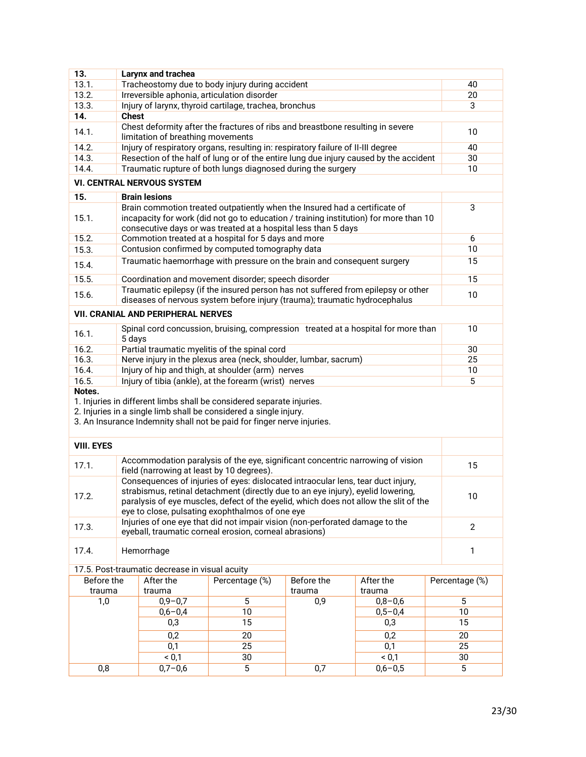| | | |
|---|---|---|
| **13.** | **Larynx and trachea** | |
| 13.1. | Tracheostomy due to body injury during accident | 40 |
| 13.2. | Irreversible aphonia, articulation disorder | 20 |
| 13.3. | Injury of larynx, thyroid cartilage, trachea, bronchus | 3 |
| **14.** | **Chest** | |
| 14.1. | Chest deformity after the fractures of ribs and breastbone resulting in severe limitation of breathing movements | 10 |
| 14.2. | Injury of respiratory organs, resulting in: respiratory failure of II-III degree | 40 |
| 14.3. | Resection of the half of lung or of the entire lung due injury caused by the accident | 30 |
| 14.4. | Traumatic rupture of both lungs diagnosed during the surgery | 10 |
| **VI. CENTRAL NERVOUS SYSTEM** | | |
| **15.** | **Brain lesions** | |
| 15.1. | Brain commotion treated outpatiently when the Insured had a certificate of incapacity for work (did not go to education / training institution) for more than 10 consecutive days or was treated at a hospital less than 5 days | 3 |
| 15.2. | Commotion treated at a hospital for 5 days and more | 6 |
| 15.3. | Contusion confirmed by computed tomography data | 10 |
| 15.4. | Traumatic haemorrhage with pressure on the brain and consequent surgery | 15 |
| 15.5. | Coordination and movement disorder; speech disorder | 15 |
| 15.6. | Traumatic epilepsy (if the insured person has not suffered from epilepsy or other diseases of nervous system before injury (trauma); traumatic hydrocephalus | 10 |
| **VII. CRANIAL AND PERIPHERAL NERVES** | | |
| 16.1. | Spinal cord concussion, bruising, compression treated at a hospital for more than 5 days | 10 |
| 16.2. | Partial traumatic myelitis of the spinal cord | 30 |
| 16.3. | Nerve injury in the plexus area (neck, shoulder, lumbar, sacrum) | 25 |
| 16.4. | Injury of hip and thigh, at shoulder (arm) nerves | 10 |
| 16.5. | Injury of tibia (ankle), at the forearm (wrist) nerves | 5 |

**Notes.**

1. Injuries in different limbs shall be considered separate injuries.
2. Injuries in a single limb shall be considered a single injury.
3. An Insurance Indemnity shall not be paid for finger nerve injuries.

| | | |
|---|---|---|
| **VIII. EYES** | | |
| 17.1. | Accommodation paralysis of the eye, significant concentric narrowing of vision field (narrowing at least by 10 degrees). | 15 |
| 17.2. | Consequences of injuries of eyes: dislocated intraocular lens, tear duct injury, strabismus, retinal detachment (directly due to an eye injury), eyelid lowering, paralysis of eye muscles, defect of the eyelid, which does not allow the slit of the eye to close, pulsating exophthalmos of one eye | 10 |
| 17.3. | Injuries of one eye that did not impair vision (non-perforated damage to the eyeball, traumatic corneal erosion, corneal abrasions) | 2 |
| 17.4. | Hemorrhage | 1 |

17.5. Post-traumatic decrease in visual acuity

| Before the trauma | After the trauma | Percentage (%) | Before the trauma | After the trauma | Percentage (%) |
|---|---|---|---|---|---|
| 1,0 | 0,9–0,7 | 5 | 0,9 | 0,8–0,6 | 5 |
| | 0,6–0,4 | 10 | | 0,5–0,4 | 10 |
| | 0,3 | 15 | | 0,3 | 15 |
| | 0,2 | 20 | | 0,2 | 20 |
| | 0,1 | 25 | | 0,1 | 25 |
| | < 0,1 | 30 | | < 0,1 | 30 |
| 0,8 | 0,7–0,6 | 5 | 0,7 | 0,6–0,5 | 5 |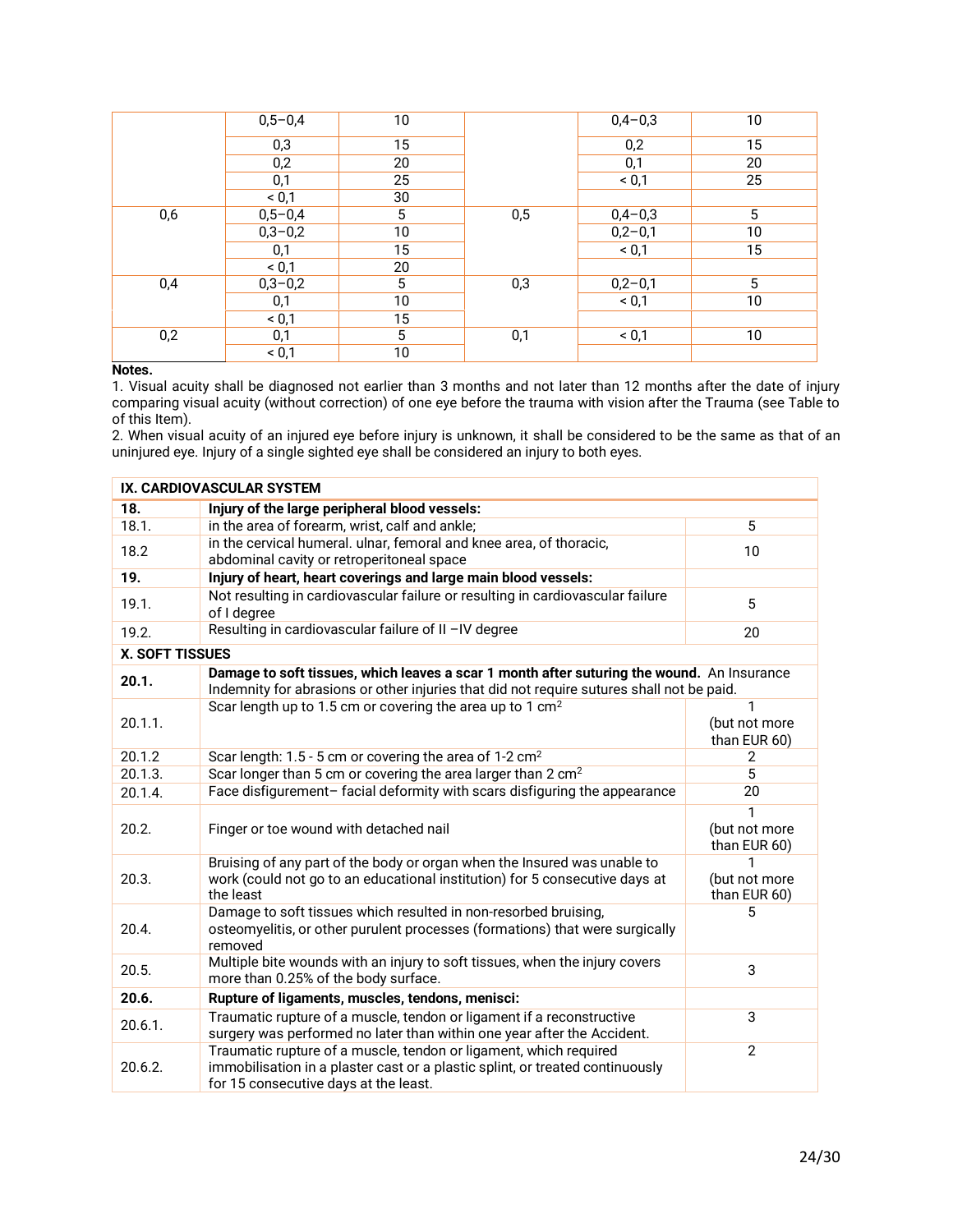| | | | | | |
|---|---|---|---|---|---|
| | 0,5–0,4 | 10 | | 0,4–0,3 | 10 |
| | 0,3 | 15 | | 0,2 | 15 |
| | 0,2 | 20 | | 0,1 | 20 |
| | 0,1 | 25 | | < 0,1 | 25 |
| | < 0,1 | 30 | | | |
| 0,6 | 0,5–0,4 | 5 | 0,5 | 0,4–0,3 | 5 |
| | 0,3–0,2 | 10 | | 0,2–0,1 | 10 |
| | 0,1 | 15 | | < 0,1 | 15 |
| | < 0,1 | 20 | | | |
| 0,4 | 0,3–0,2 | 5 | 0,3 | 0,2–0,1 | 5 |
| | 0,1 | 10 | | < 0,1 | 10 |
| | < 0,1 | 15 | | | |
| 0,2 | 0,1 | 5 | 0,1 | < 0,1 | 10 |
| | < 0,1 | 10 | | | |

**Notes.**

1. Visual acuity shall be diagnosed not earlier than 3 months and not later than 12 months after the date of injury comparing visual acuity (without correction) of one eye before the trauma with vision after the Trauma (see Table to of this Item).
2. When visual acuity of an injured eye before injury is unknown, it shall be considered to be the same as that of an uninjured eye. Injury of a single sighted eye shall be considered an injury to both eyes.

| **IX. CARDIOVASCULAR SYSTEM** | | |
|---|---|---|
| **18.** | **Injury of the large peripheral blood vessels:** | |
| 18.1. | in the area of forearm, wrist, calf and ankle; | 5 |
| 18.2 | in the cervical humeral. ulnar, femoral and knee area, of thoracic, abdominal cavity or retroperitoneal space | 10 |
| **19.** | **Injury of heart, heart coverings and large main blood vessels:** | |
| 19.1. | Not resulting in cardiovascular failure or resulting in cardiovascular failure of I degree | 5 |
| 19.2. | Resulting in cardiovascular failure of II –IV degree | 20 |
| **X. SOFT TISSUES** | | |
| **20.1.** | **Damage to soft tissues, which leaves a scar 1 month after suturing the wound.** An Insurance Indemnity for abrasions or other injuries that did not require sutures shall not be paid. | |
| 20.1.1. | Scar length up to 1.5 cm or covering the area up to 1 $cm^2$ | 1 (but not more than EUR 60) |
| 20.1.2 | Scar length: 1.5 - 5 cm or covering the area of 1-2 $cm^2$ | 2 |
| 20.1.3. | Scar longer than 5 cm or covering the area larger than 2 $cm^2$ | 5 |
| 20.1.4. | Face disfigurement– facial deformity with scars disfiguring the appearance | 20 |
| 20.2. | Finger or toe wound with detached nail | 1 (but not more than EUR 60) |
| 20.3. | Bruising of any part of the body or organ when the Insured was unable to work (could not go to an educational institution) for 5 consecutive days at the least | 1 (but not more than EUR 60) |
| 20.4. | Damage to soft tissues which resulted in non-resorbed bruising, osteomyelitis, or other purulent processes (formations) that were surgically removed | 5 |
| 20.5. | Multiple bite wounds with an injury to soft tissues, when the injury covers more than 0.25% of the body surface. | 3 |
| **20.6.** | **Rupture of ligaments, muscles, tendons, menisci:** | |
| 20.6.1. | Traumatic rupture of a muscle, tendon or ligament if a reconstructive surgery was performed no later than within one year after the Accident. | 3 |
| 20.6.2. | Traumatic rupture of a muscle, tendon or ligament, which required immobilisation in a plaster cast or a plastic splint, or treated continuously for 15 consecutive days at the least. | 2 |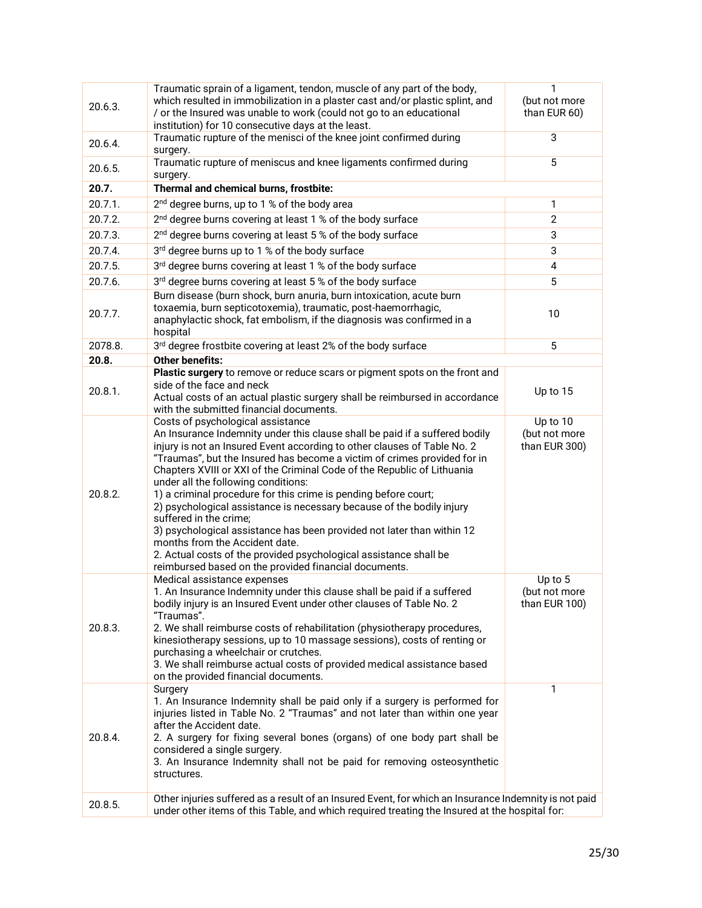| | | |
|---|---|---|
| 20.6.3. | Traumatic sprain of a ligament, tendon, muscle of any part of the body, which resulted in immobilization in a plaster cast and/or plastic splint, and / or the Insured was unable to work (could not go to an educational institution) for 10 consecutive days at the least. | 1 (but not more than EUR 60) |
| 20.6.4. | Traumatic rupture of the menisci of the knee joint confirmed during surgery. | 3 |
| 20.6.5. | Traumatic rupture of meniscus and knee ligaments confirmed during surgery. | 5 |
| **20.7.** | **Thermal and chemical burns, frostbite:** | |
| 20.7.1. | 2nd degree burns, up to 1 % of the body area | 1 |
| 20.7.2. | 2nd degree burns covering at least 1 % of the body surface | 2 |
| 20.7.3. | 2nd degree burns covering at least 5 % of the body surface | 3 |
| 20.7.4. | 3rd degree burns up to 1 % of the body surface | 3 |
| 20.7.5. | 3rd degree burns covering at least 1 % of the body surface | 4 |
| 20.7.6. | 3rd degree burns covering at least 5 % of the body surface | 5 |
| 20.7.7. | Burn disease (burn shock, burn anuria, burn intoxication, acute burn toxaemia, burn septicotoxemia), traumatic, post-haemorrhagic, anaphylactic shock, fat embolism, if the diagnosis was confirmed in a hospital | 10 |
| 2078.8. | 3rd degree frostbite covering at least 2% of the body surface | 5 |
| **20.8.** | **Other benefits:** | |
| 20.8.1. | **Plastic surgery** to remove or reduce scars or pigment spots on the front and side of the face and neck<br>Actual costs of an actual plastic surgery shall be reimbursed in accordance with the submitted financial documents. | Up to 15 |
| 20.8.2. | Costs of psychological assistance<br>An Insurance Indemnity under this clause shall be paid if a suffered bodily injury is not an Insured Event according to other clauses of Table No. 2 "Traumas", but the Insured has become a victim of crimes provided for in Chapters XVIII or XXI of the Criminal Code of the Republic of Lithuania under all the following conditions:<br>1) a criminal procedure for this crime is pending before court;<br>2) psychological assistance is necessary because of the bodily injury suffered in the crime;<br>3) psychological assistance has been provided not later than within 12 months from the Accident date.<br>2. Actual costs of the provided psychological assistance shall be reimbursed based on the provided financial documents. | Up to 10 (but not more than EUR 300) |
| 20.8.3. | Medical assistance expenses<br>1. An Insurance Indemnity under this clause shall be paid if a suffered bodily injury is an Insured Event under other clauses of Table No. 2 "Traumas".<br>2. We shall reimburse costs of rehabilitation (physiotherapy procedures, kinesiotherapy sessions, up to 10 massage sessions), costs of renting or purchasing a wheelchair or crutches.<br>3. We shall reimburse actual costs of provided medical assistance based on the provided financial documents. | Up to 5 (but not more than EUR 100) |
| 20.8.4. | Surgery<br>1. An Insurance Indemnity shall be paid only if a surgery is performed for injuries listed in Table No. 2 "Traumas" and not later than within one year after the Accident date.<br>2. A surgery for fixing several bones (organs) of one body part shall be considered a single surgery.<br>3. An Insurance Indemnity shall not be paid for removing osteosynthetic structures. | 1 |
| 20.8.5. | Other injuries suffered as a result of an Insured Event, for which an Insurance Indemnity is not paid under other items of this Table, and which required treating the Insured at the hospital for: | |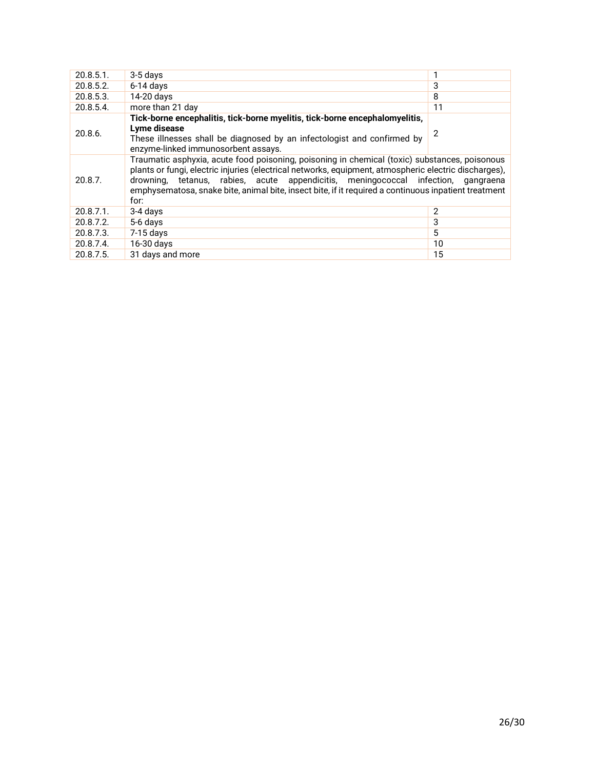| | | |
|---|---|---|
| 20.8.5.1. | 3-5 days | 1 |
| 20.8.5.2. | 6-14 days | 3 |
| 20.8.5.3. | 14-20 days | 8 |
| 20.8.5.4. | more than 21 day | 11 |
| 20.8.6. | **Tick-borne encephalitis, tick-borne myelitis, tick-borne encephalomyelitis, Lyme disease**<br>These illnesses shall be diagnosed by an infectologist and confirmed by enzyme-linked immunosorbent assays. | 2 |
| 20.8.7. | Traumatic asphyxia, acute food poisoning, poisoning in chemical (toxic) substances, poisonous plants or fungi, electric injuries (electrical networks, equipment, atmospheric electric discharges), drowning, tetanus, rabies, acute appendicitis, meningococcal infection, gangraena emphysematosa, snake bite, animal bite, insect bite, if it required a continuous inpatient treatment for: | |
| 20.8.7.1. | 3-4 days | 2 |
| 20.8.7.2. | 5-6 days | 3 |
| 20.8.7.3. | 7-15 days | 5 |
| 20.8.7.4. | 16-30 days | 10 |
| 20.8.7.5. | 31 days and more | 15 |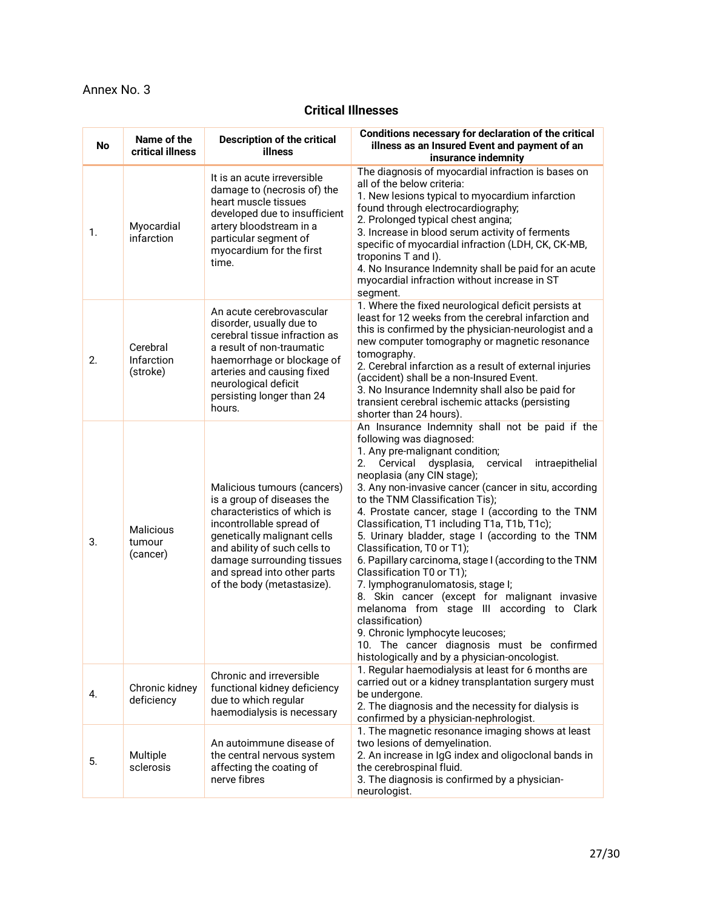Annex No. 3

## Critical Illnesses

| No | Name of the critical illness | Description of the critical illness | Conditions necessary for declaration of the critical illness as an Insured Event and payment of an insurance indemnity |
|---|---|---|---|
| 1. | Myocardial infarction | It is an acute irreversible damage to (necrosis of) the heart muscle tissues developed due to insufficient artery bloodstream in a particular segment of myocardium for the first time. | The diagnosis of myocardial infraction is bases on all of the below criteria:<br>1. New lesions typical to myocardium infarction found through electrocardiography;<br>2. Prolonged typical chest angina;<br>3. Increase in blood serum activity of ferments specific of myocardial infraction (LDH, CK, CK-MB, troponins T and I).<br>4. No Insurance Indemnity shall be paid for an acute myocardial infraction without increase in ST segment. |
| 2. | Cerebral Infarction (stroke) | An acute cerebrovascular disorder, usually due to cerebral tissue infraction as a result of non-traumatic haemorrhage or blockage of arteries and causing fixed neurological deficit persisting longer than 24 hours. | 1. Where the fixed neurological deficit persists at least for 12 weeks from the cerebral infarction and this is confirmed by the physician-neurologist and a new computer tomography or magnetic resonance tomography.<br>2. Cerebral infarction as a result of external injuries (accident) shall be a non-Insured Event.<br>3. No Insurance Indemnity shall also be paid for transient cerebral ischemic attacks (persisting shorter than 24 hours). |
| 3. | Malicious tumour (cancer) | Malicious tumours (cancers) is a group of diseases the characteristics of which is incontrollable spread of genetically malignant cells and ability of such cells to damage surrounding tissues and spread into other parts of the body (metastasize). | An Insurance Indemnity shall not be paid if the following was diagnosed:<br>1. Any pre-malignant condition;<br>2. Cervical dysplasia, cervical intraepithelial neoplasia (any CIN stage);<br>3. Any non-invasive cancer (cancer in situ, according to the TNM Classification Tis);<br>4. Prostate cancer, stage I (according to the TNM Classification, T1 including T1a, T1b, T1c);<br>5. Urinary bladder, stage I (according to the TNM Classification, T0 or T1);<br>6. Papillary carcinoma, stage I (according to the TNM Classification T0 or T1);<br>7. lymphogranulomatosis, stage I;<br>8. Skin cancer (except for malignant invasive melanoma from stage III according to Clark classification)<br>9. Chronic lymphocyte leucoses;<br>10. The cancer diagnosis must be confirmed histologically and by a physician-oncologist. |
| 4. | Chronic kidney deficiency | Chronic and irreversible functional kidney deficiency due to which regular haemodialysis is necessary | 1. Regular haemodialysis at least for 6 months are carried out or a kidney transplantation surgery must be undergone.<br>2. The diagnosis and the necessity for dialysis is confirmed by a physician-nephrologist. |
| 5. | Multiple sclerosis | An autoimmune disease of the central nervous system affecting the coating of nerve fibres | 1. The magnetic resonance imaging shows at least two lesions of demyelination.<br>2. An increase in IgG index and oligoclonal bands in the cerebrospinal fluid.<br>3. The diagnosis is confirmed by a physician-neurologist. |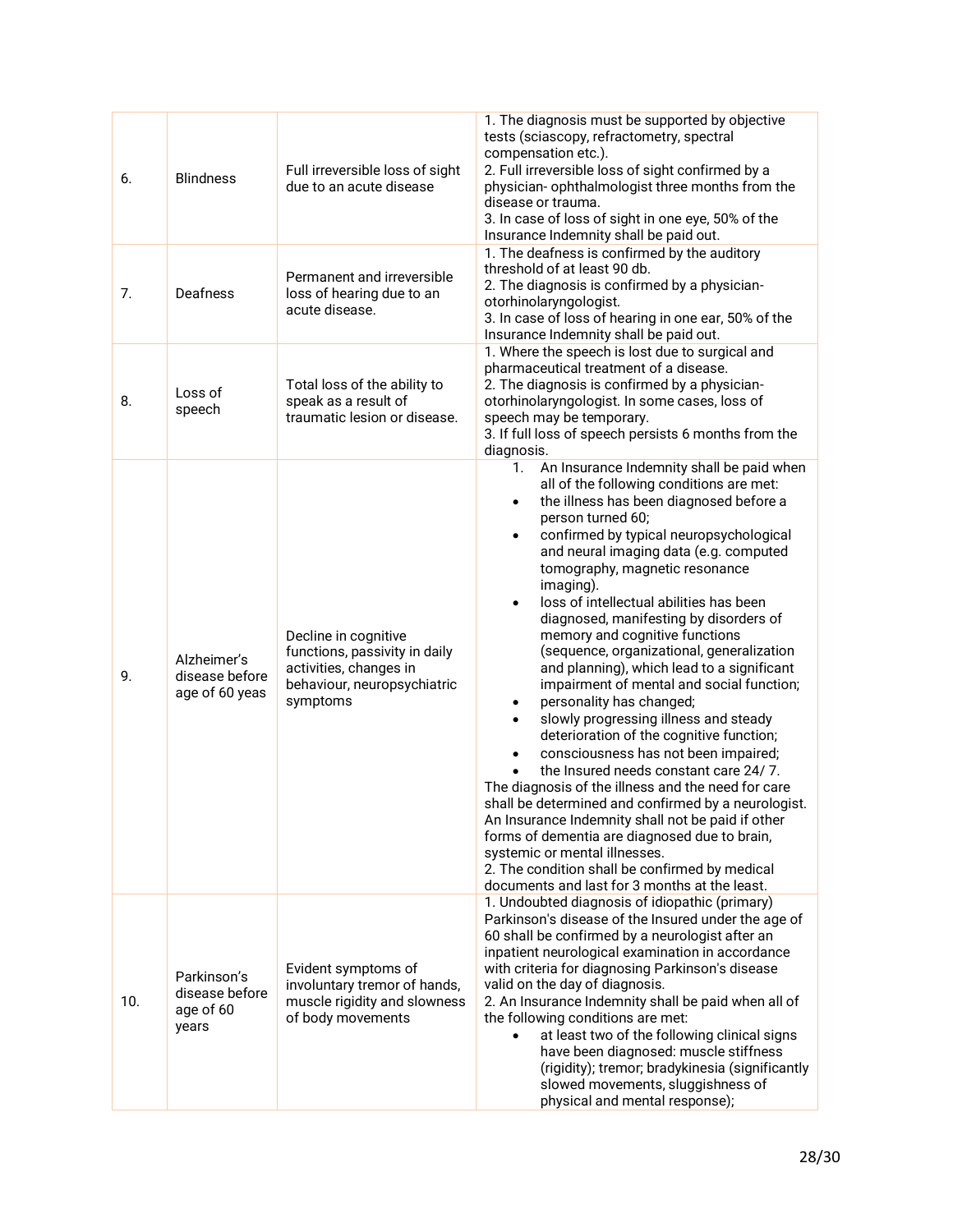| | | | |
|---|---|---|---|
| 6. | Blindness | Full irreversible loss of sight due to an acute disease | 1. The diagnosis must be supported by objective tests (sciascopy, refractometry, spectral compensation etc.).<br>2. Full irreversible loss of sight confirmed by a physician- ophthalmologist three months from the disease or trauma.<br>3. In case of loss of sight in one eye, 50% of the Insurance Indemnity shall be paid out. |
| 7. | Deafness | Permanent and irreversible loss of hearing due to an acute disease. | 1. The deafness is confirmed by the auditory threshold of at least 90 db.<br>2. The diagnosis is confirmed by a physician- otorhinolaryngologist.<br>3. In case of loss of hearing in one ear, 50% of the Insurance Indemnity shall be paid out. |
| 8. | Loss of speech | Total loss of the ability to speak as a result of traumatic lesion or disease. | 1. Where the speech is lost due to surgical and pharmaceutical treatment of a disease.<br>2. The diagnosis is confirmed by a physician- otorhinolaryngologist. In some cases, loss of speech may be temporary.<br>3. If full loss of speech persists 6 months from the diagnosis. |
| 9. | Alzheimer's disease before age of 60 yeas | Decline in cognitive functions, passivity in daily activities, changes in behaviour, neuropsychiatric symptoms | 1. An Insurance Indemnity shall be paid when all of the following conditions are met:<br>• the illness has been diagnosed before a person turned 60;<br>• confirmed by typical neuropsychological and neural imaging data (e.g. computed tomography, magnetic resonance imaging).<br>• loss of intellectual abilities has been diagnosed, manifesting by disorders of memory and cognitive functions (sequence, organizational, generalization and planning), which lead to a significant impairment of mental and social function;<br>• personality has changed;<br>• slowly progressing illness and steady deterioration of the cognitive function;<br>• consciousness has not been impaired;<br>• the Insured needs constant care 24/ 7.<br>The diagnosis of the illness and the need for care shall be determined and confirmed by a neurologist. An Insurance Indemnity shall not be paid if other forms of dementia are diagnosed due to brain, systemic or mental illnesses.<br>2. The condition shall be confirmed by medical documents and last for 3 months at the least. |
| 10. | Parkinson's disease before age of 60 years | Evident symptoms of involuntary tremor of hands, muscle rigidity and slowness of body movements | 1. Undoubted diagnosis of idiopathic (primary) Parkinson's disease of the Insured under the age of 60 shall be confirmed by a neurologist after an inpatient neurological examination in accordance with criteria for diagnosing Parkinson's disease valid on the day of diagnosis.<br>2. An Insurance Indemnity shall be paid when all of the following conditions are met:<br>• at least two of the following clinical signs have been diagnosed: muscle stiffness (rigidity); tremor; bradykinesia (significantly slowed movements, sluggishness of physical and mental response); |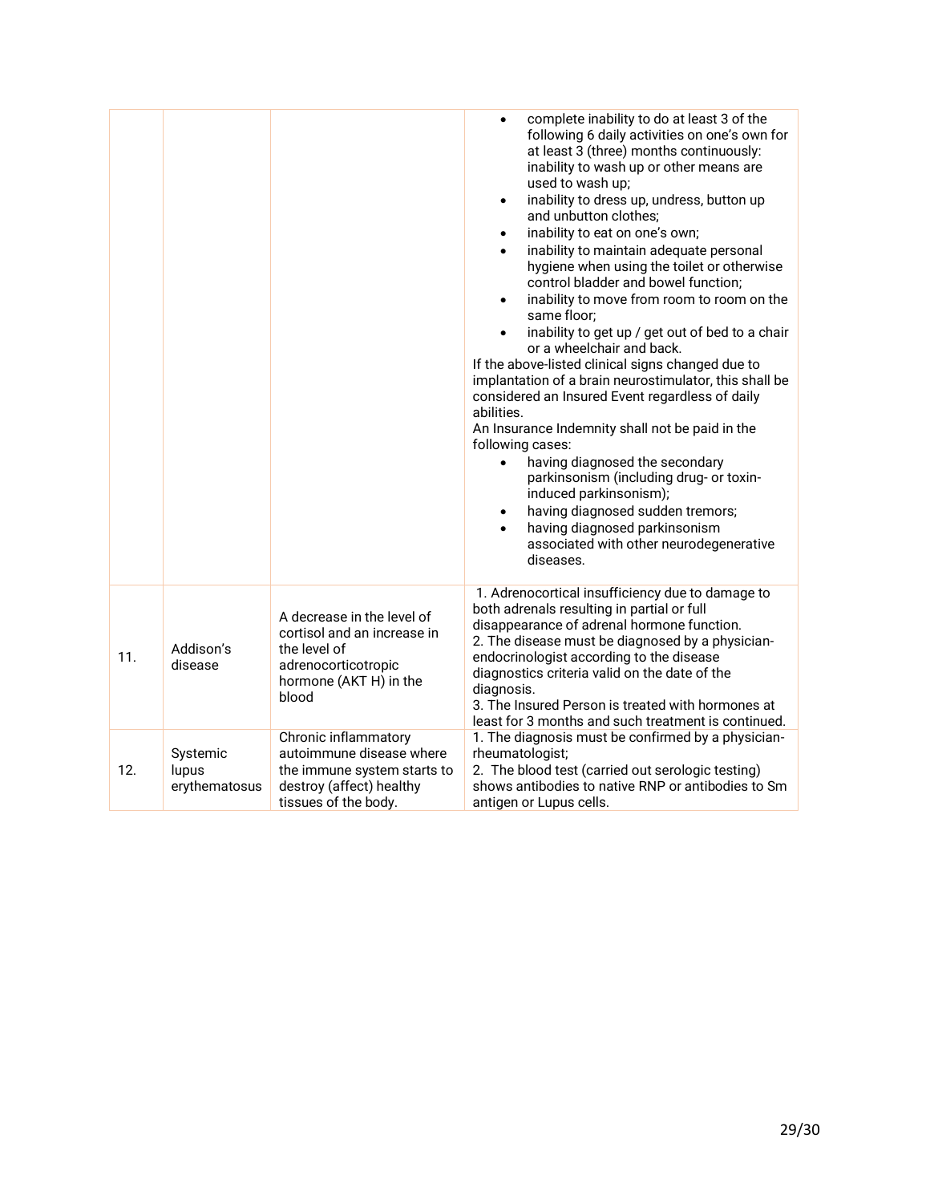| | | | |
|---|---|---|---|
| | | | • complete inability to do at least 3 of the following 6 daily activities on one's own for at least 3 (three) months continuously: inability to wash up or other means are used to wash up;<br>• inability to dress up, undress, button up and unbutton clothes;<br>• inability to eat on one's own;<br>• inability to maintain adequate personal hygiene when using the toilet or otherwise control bladder and bowel function;<br>• inability to move from room to room on the same floor;<br>• inability to get up / get out of bed to a chair or a wheelchair and back.<br>If the above-listed clinical signs changed due to implantation of a brain neurostimulator, this shall be considered an Insured Event regardless of daily abilities.<br>An Insurance Indemnity shall not be paid in the following cases:<br>• having diagnosed the secondary parkinsonism (including drug- or toxin-induced parkinsonism);<br>• having diagnosed sudden tremors;<br>• having diagnosed parkinsonism associated with other neurodegenerative diseases. |
| 11. | Addison's disease | A decrease in the level of cortisol and an increase in the level of adrenocorticotropic hormone (AKT H) in the blood | 1. Adrenocortical insufficiency due to damage to both adrenals resulting in partial or full disappearance of adrenal hormone function.<br>2. The disease must be diagnosed by a physician-endocrinologist according to the disease diagnostics criteria valid on the date of the diagnosis.<br>3. The Insured Person is treated with hormones at least for 3 months and such treatment is continued. |
| 12. | Systemic lupus erythematosus | Chronic inflammatory autoimmune disease where the immune system starts to destroy (affect) healthy tissues of the body. | 1. The diagnosis must be confirmed by a physician-rheumatologist;<br>2. The blood test (carried out serologic testing) shows antibodies to native RNP or antibodies to Sm antigen or Lupus cells. |